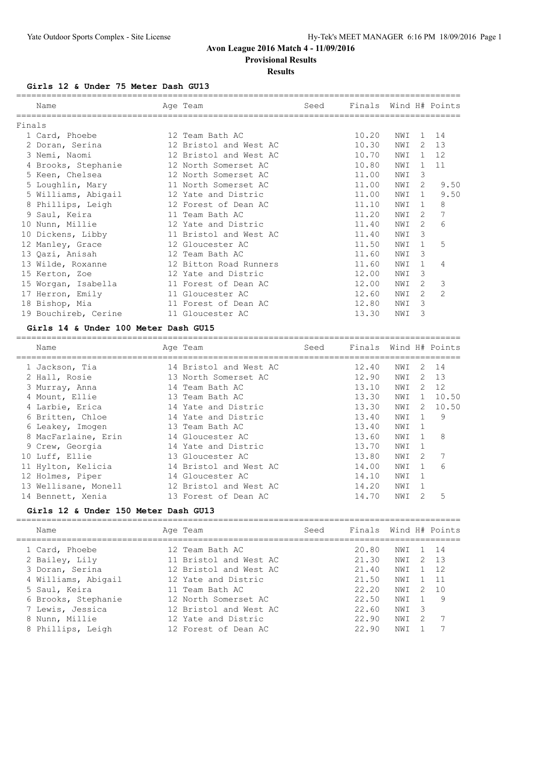# Avon League 2016 Match 4 - 11/09/2016

**Provisional Results**

**Results**

### Girls 12 & Under 75 Meter Dash GU13

| | Name | Age | Team | Seed | Finals | Wind | H# | Points |
|---|---|---|---|---|---|---|---|---|
| **Finals** | | | | | | | | |
| 1 | Card, Phoebe | 12 | Team Bath AC | | 10.20 | NWI | 1 | 14 |
| 2 | Doran, Serina | 12 | Bristol and West AC | | 10.30 | NWI | 2 | 13 |
| 3 | Nemi, Naomi | 12 | Bristol and West AC | | 10.70 | NWI | 1 | 12 |
| 4 | Brooks, Stephanie | 12 | North Somerset AC | | 10.80 | NWI | 1 | 11 |
| 5 | Keen, Chelsea | 12 | North Somerset AC | | 11.00 | NWI | 3 | |
| 5 | Loughlin, Mary | 11 | North Somerset AC | | 11.00 | NWI | 2 | 9.50 |
| 5 | Williams, Abigail | 12 | Yate and Distric | | 11.00 | NWI | 1 | 9.50 |
| 8 | Phillips, Leigh | 12 | Forest of Dean AC | | 11.10 | NWI | 1 | 8 |
| 9 | Saul, Keira | 11 | Team Bath AC | | 11.20 | NWI | 2 | 7 |
| 10 | Nunn, Millie | 12 | Yate and Distric | | 11.40 | NWI | 2 | 6 |
| 10 | Dickens, Libby | 11 | Bristol and West AC | | 11.40 | NWI | 3 | |
| 12 | Manley, Grace | 12 | Gloucester AC | | 11.50 | NWI | 1 | 5 |
| 13 | Qazi, Anisah | 12 | Team Bath AC | | 11.60 | NWI | 3 | |
| 13 | Wilde, Roxanne | 12 | Bitton Road Runners | | 11.60 | NWI | 1 | 4 |
| 15 | Kerton, Zoe | 12 | Yate and Distric | | 12.00 | NWI | 3 | |
| 15 | Worgan, Isabella | 11 | Forest of Dean AC | | 12.00 | NWI | 2 | 3 |
| 17 | Herron, Emily | 11 | Gloucester AC | | 12.60 | NWI | 2 | 2 |
| 18 | Bishop, Mia | 11 | Forest of Dean AC | | 12.80 | NWI | 3 | |
| 19 | Bouchireb, Cerine | 11 | Gloucester AC | | 13.30 | NWI | 3 | |

### Girls 14 & Under 100 Meter Dash GU15

| | Name | Age | Team | Seed | Finals | Wind | H# | Points |
|---|---|---|---|---|---|---|---|---|
| 1 | Jackson, Tia | 14 | Bristol and West AC | | 12.40 | NWI | 2 | 14 |
| 2 | Hall, Rosie | 13 | North Somerset AC | | 12.90 | NWI | 2 | 13 |
| 3 | Murray, Anna | 14 | Team Bath AC | | 13.10 | NWI | 2 | 12 |
| 4 | Mount, Ellie | 13 | Team Bath AC | | 13.30 | NWI | 1 | 10.50 |
| 4 | Larbie, Erica | 14 | Yate and Distric | | 13.30 | NWI | 2 | 10.50 |
| 6 | Britten, Chloe | 14 | Yate and Distric | | 13.40 | NWI | 1 | 9 |
| 6 | Leakey, Imogen | 13 | Team Bath AC | | 13.40 | NWI | 1 | |
| 8 | MacFarlaine, Erin | 14 | Gloucester AC | | 13.60 | NWI | 1 | 8 |
| 9 | Crew, Georgia | 14 | Yate and Distric | | 13.70 | NWI | 1 | |
| 10 | Luff, Ellie | 13 | Gloucester AC | | 13.80 | NWI | 2 | 7 |
| 11 | Hylton, Kelicia | 14 | Bristol and West AC | | 14.00 | NWI | 1 | 6 |
| 12 | Holmes, Piper | 14 | Gloucester AC | | 14.10 | NWI | 1 | |
| 13 | Wellisane, Monell | 12 | Bristol and West AC | | 14.20 | NWI | 1 | |
| 14 | Bennett, Xenia | 13 | Forest of Dean AC | | 14.70 | NWI | 2 | 5 |

### Girls 12 & Under 150 Meter Dash GU13

| | Name | Age | Team | Seed | Finals | Wind | H# | Points |
|---|---|---|---|---|---|---|---|---|
| 1 | Card, Phoebe | 12 | Team Bath AC | | 20.80 | NWI | 1 | 14 |
| 2 | Bailey, Lily | 11 | Bristol and West AC | | 21.30 | NWI | 2 | 13 |
| 3 | Doran, Serina | 12 | Bristol and West AC | | 21.40 | NWI | 1 | 12 |
| 4 | Williams, Abigail | 12 | Yate and Distric | | 21.50 | NWI | 1 | 11 |
| 5 | Saul, Keira | 11 | Team Bath AC | | 22.20 | NWI | 2 | 10 |
| 6 | Brooks, Stephanie | 12 | North Somerset AC | | 22.50 | NWI | 1 | 9 |
| 7 | Lewis, Jessica | 12 | Bristol and West AC | | 22.60 | NWI | 3 | |
| 8 | Nunn, Millie | 12 | Yate and Distric | | 22.90 | NWI | 2 | 7 |
| 8 | Phillips, Leigh | 12 | Forest of Dean AC | | 22.90 | NWI | 1 | 7 |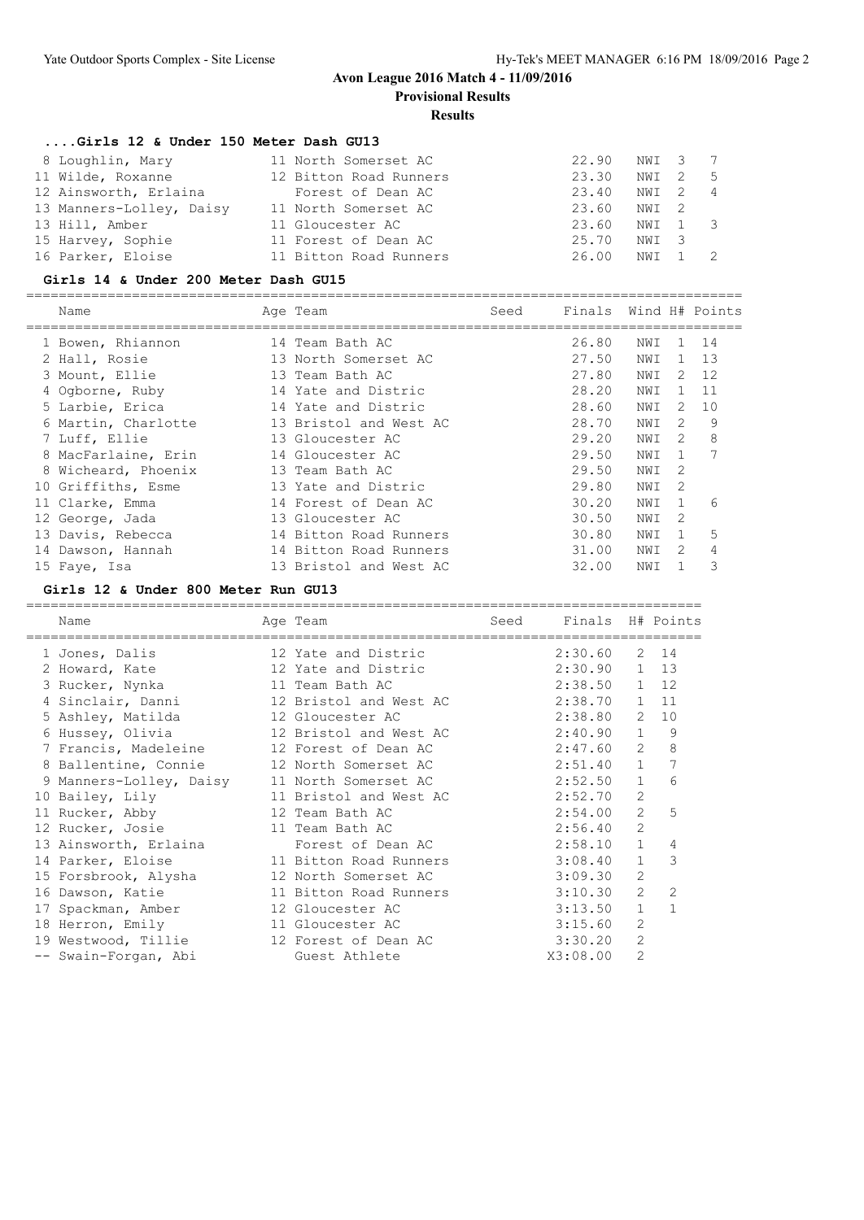# Avon League 2016 Match 4 - 11/09/2016

**Provisional Results**

**Results**

### ....Girls 12 & Under 150 Meter Dash GU13

| Name | Age | Team | Finals | Wind | H# | Points |
|---|---|---|---|---|---|---|
| 8 Loughlin, Mary | 11 | North Somerset AC | 22.90 | NWI | 3 | 7 |
| 11 Wilde, Roxanne | 12 | Bitton Road Runners | 23.30 | NWI | 2 | 5 |
| 12 Ainsworth, Erlaina | | Forest of Dean AC | 23.40 | NWI | 2 | 4 |
| 13 Manners-Lolley, Daisy | 11 | North Somerset AC | 23.60 | NWI | 2 | |
| 13 Hill, Amber | 11 | Gloucester AC | 23.60 | NWI | 1 | 3 |
| 15 Harvey, Sophie | 11 | Forest of Dean AC | 25.70 | NWI | 3 | |
| 16 Parker, Eloise | 11 | Bitton Road Runners | 26.00 | NWI | 1 | 2 |

### Girls 14 & Under 200 Meter Dash GU15

| Name | Age | Team | Seed | Finals | Wind | H# | Points |
|---|---|---|---|---|---|---|---|
| 1 Bowen, Rhiannon | 14 | Team Bath AC | | 26.80 | NWI | 1 | 14 |
| 2 Hall, Rosie | 13 | North Somerset AC | | 27.50 | NWI | 1 | 13 |
| 3 Mount, Ellie | 13 | Team Bath AC | | 27.80 | NWI | 2 | 12 |
| 4 Ogborne, Ruby | 14 | Yate and Distric | | 28.20 | NWI | 1 | 11 |
| 5 Larbie, Erica | 14 | Yate and Distric | | 28.60 | NWI | 2 | 10 |
| 6 Martin, Charlotte | 13 | Bristol and West AC | | 28.70 | NWI | 2 | 9 |
| 7 Luff, Ellie | 13 | Gloucester AC | | 29.20 | NWI | 2 | 8 |
| 8 MacFarlaine, Erin | 14 | Gloucester AC | | 29.50 | NWI | 1 | 7 |
| 8 Wicheard, Phoenix | 13 | Team Bath AC | | 29.50 | NWI | 2 | |
| 10 Griffiths, Esme | 13 | Yate and Distric | | 29.80 | NWI | 2 | |
| 11 Clarke, Emma | 14 | Forest of Dean AC | | 30.20 | NWI | 1 | 6 |
| 12 George, Jada | 13 | Gloucester AC | | 30.50 | NWI | 2 | |
| 13 Davis, Rebecca | 14 | Bitton Road Runners | | 30.80 | NWI | 1 | 5 |
| 14 Dawson, Hannah | 14 | Bitton Road Runners | | 31.00 | NWI | 2 | 4 |
| 15 Faye, Isa | 13 | Bristol and West AC | | 32.00 | NWI | 1 | 3 |

### Girls 12 & Under 800 Meter Run GU13

| Name | Age | Team | Seed | Finals | H# | Points |
|---|---|---|---|---|---|---|
| 1 Jones, Dalis | 12 | Yate and Distric | | 2:30.60 | 2 | 14 |
| 2 Howard, Kate | 12 | Yate and Distric | | 2:30.90 | 1 | 13 |
| 3 Rucker, Nynka | 11 | Team Bath AC | | 2:38.50 | 1 | 12 |
| 4 Sinclair, Danni | 12 | Bristol and West AC | | 2:38.70 | 1 | 11 |
| 5 Ashley, Matilda | 12 | Gloucester AC | | 2:38.80 | 2 | 10 |
| 6 Hussey, Olivia | 12 | Bristol and West AC | | 2:40.90 | 1 | 9 |
| 7 Francis, Madeleine | 12 | Forest of Dean AC | | 2:47.60 | 2 | 8 |
| 8 Ballentine, Connie | 12 | North Somerset AC | | 2:51.40 | 1 | 7 |
| 9 Manners-Lolley, Daisy | 11 | North Somerset AC | | 2:52.50 | 1 | 6 |
| 10 Bailey, Lily | 11 | Bristol and West AC | | 2:52.70 | 2 | |
| 11 Rucker, Abby | 12 | Team Bath AC | | 2:54.00 | 2 | 5 |
| 12 Rucker, Josie | 11 | Team Bath AC | | 2:56.40 | 2 | |
| 13 Ainsworth, Erlaina | | Forest of Dean AC | | 2:58.10 | 1 | 4 |
| 14 Parker, Eloise | 11 | Bitton Road Runners | | 3:08.40 | 1 | 3 |
| 15 Forsbrook, Alysha | 12 | North Somerset AC | | 3:09.30 | 2 | |
| 16 Dawson, Katie | 11 | Bitton Road Runners | | 3:10.30 | 2 | 2 |
| 17 Spackman, Amber | 12 | Gloucester AC | | 3:13.50 | 1 | 1 |
| 18 Herron, Emily | 11 | Gloucester AC | | 3:15.60 | 2 | |
| 19 Westwood, Tillie | 12 | Forest of Dean AC | | 3:30.20 | 2 | |
| -- Swain-Forgan, Abi | | Guest Athlete | | X3:08.00 | 2 | |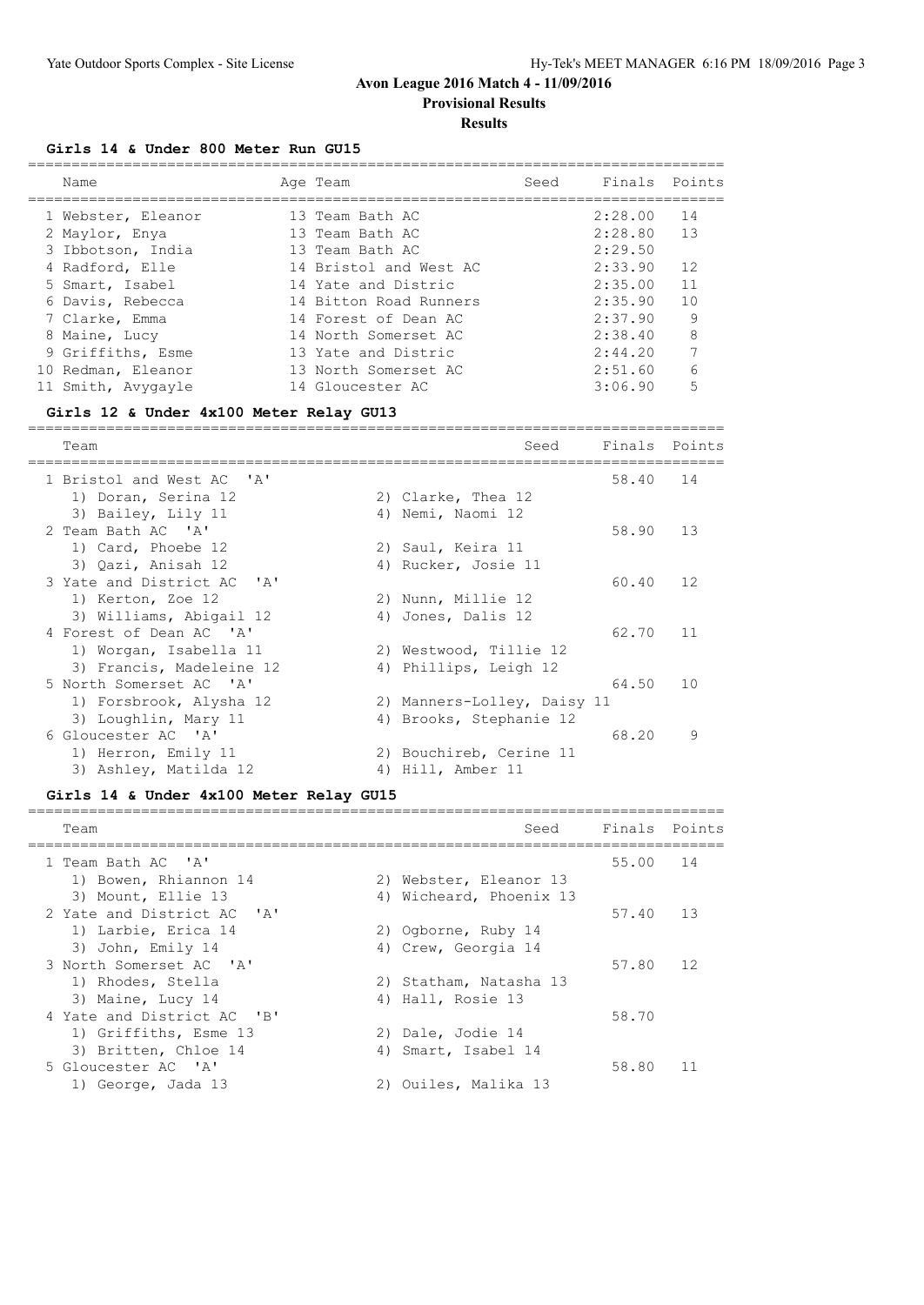# Avon League 2016 Match 4 - 11/09/2016

## Provisional Results

### Results

**Girls 14 & Under 800 Meter Run GU15**

| Name | Age | Team | Seed | Finals | Points |
|---|---|---|---|---|---|
| 1 Webster, Eleanor | 13 | Team Bath AC | | 2:28.00 | 14 |
| 2 Maylor, Enya | 13 | Team Bath AC | | 2:28.80 | 13 |
| 3 Ibbotson, India | 13 | Team Bath AC | | 2:29.50 | |
| 4 Radford, Elle | 14 | Bristol and West AC | | 2:33.90 | 12 |
| 5 Smart, Isabel | 14 | Yate and Distric | | 2:35.00 | 11 |
| 6 Davis, Rebecca | 14 | Bitton Road Runners | | 2:35.90 | 10 |
| 7 Clarke, Emma | 14 | Forest of Dean AC | | 2:37.90 | 9 |
| 8 Maine, Lucy | 14 | North Somerset AC | | 2:38.40 | 8 |
| 9 Griffiths, Esme | 13 | Yate and Distric | | 2:44.20 | 7 |
| 10 Redman, Eleanor | 13 | North Somerset AC | | 2:51.60 | 6 |
| 11 Smith, Avygayle | 14 | Gloucester AC | | 3:06.90 | 5 |

**Girls 12 & Under 4x100 Meter Relay GU13**

| Team | Seed | Finals | Points |
|---|---|---|---|
| 1 Bristol and West AC 'A' | | 58.40 | 14 |
| 1) Doran, Serina 12; 2) Clarke, Thea 12; 3) Bailey, Lily 11; 4) Nemi, Naomi 12 | | | |
| 2 Team Bath AC 'A' | | 58.90 | 13 |
| 1) Card, Phoebe 12; 2) Saul, Keira 11; 3) Qazi, Anisah 12; 4) Rucker, Josie 11 | | | |
| 3 Yate and District AC 'A' | | 60.40 | 12 |
| 1) Kerton, Zoe 12; 2) Nunn, Millie 12; 3) Williams, Abigail 12; 4) Jones, Dalis 12 | | | |
| 4 Forest of Dean AC 'A' | | 62.70 | 11 |
| 1) Worgan, Isabella 11; 2) Westwood, Tillie 12; 3) Francis, Madeleine 12; 4) Phillips, Leigh 12 | | | |
| 5 North Somerset AC 'A' | | 64.50 | 10 |
| 1) Forsbrook, Alysha 12; 2) Manners-Lolley, Daisy 11; 3) Loughlin, Mary 11; 4) Brooks, Stephanie 12 | | | |
| 6 Gloucester AC 'A' | | 68.20 | 9 |
| 1) Herron, Emily 11; 2) Bouchireb, Cerine 11; 3) Ashley, Matilda 12; 4) Hill, Amber 11 | | | |

**Girls 14 & Under 4x100 Meter Relay GU15**

| Team | Seed | Finals | Points |
|---|---|---|---|
| 1 Team Bath AC 'A' | | 55.00 | 14 |
| 1) Bowen, Rhiannon 14; 2) Webster, Eleanor 13; 3) Mount, Ellie 13; 4) Wicheard, Phoenix 13 | | | |
| 2 Yate and District AC 'A' | | 57.40 | 13 |
| 1) Larbie, Erica 14; 2) Ogborne, Ruby 14; 3) John, Emily 14; 4) Crew, Georgia 14 | | | |
| 3 North Somerset AC 'A' | | 57.80 | 12 |
| 1) Rhodes, Stella; 2) Statham, Natasha 13; 3) Maine, Lucy 14; 4) Hall, Rosie 13 | | | |
| 4 Yate and District AC 'B' | | 58.70 | |
| 1) Griffiths, Esme 13; 2) Dale, Jodie 14; 3) Britten, Chloe 14; 4) Smart, Isabel 14 | | | |
| 5 Gloucester AC 'A' | | 58.80 | 11 |
| 1) George, Jada 13; 2) Ouiles, Malika 13 | | | |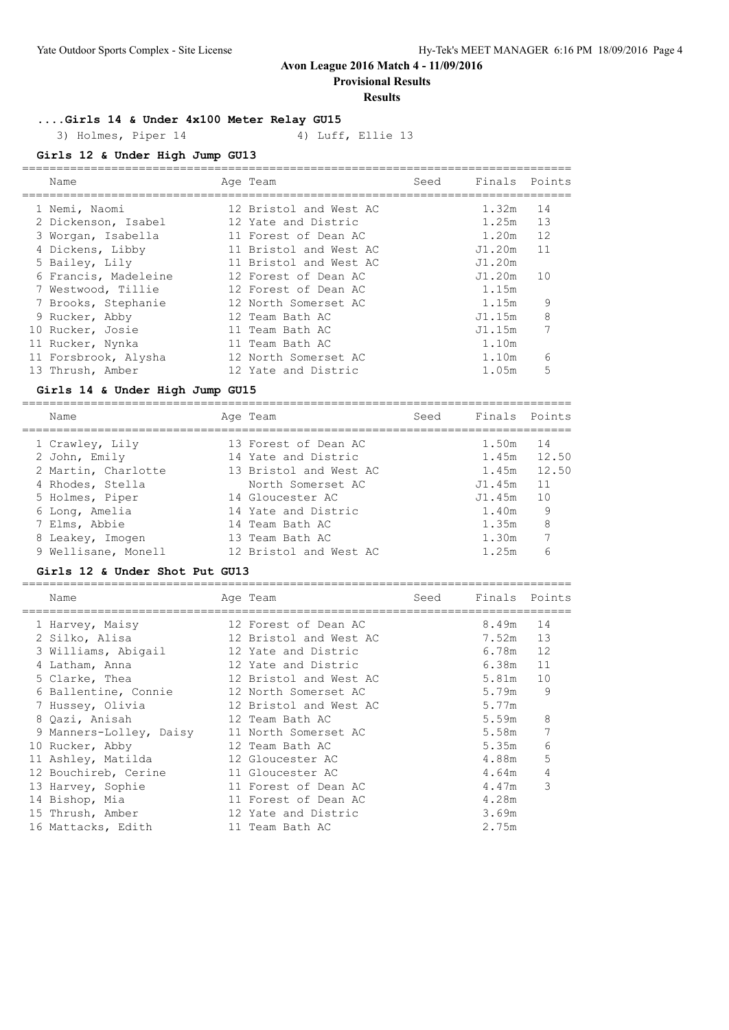**Avon League 2016 Match 4 - 11/09/2016**

**Provisional Results**

**Results**

### ....Girls 14 & Under 4x100 Meter Relay GU15

3) Holmes, Piper 14 &nbsp;&nbsp;&nbsp; 4) Luff, Ellie 13

### Girls 12 & Under High Jump GU13

| Name | Age | Team | Seed | Finals | Points |
|---|---|---|---|---|---|
| 1 Nemi, Naomi | 12 | Bristol and West AC | | 1.32m | 14 |
| 2 Dickenson, Isabel | 12 | Yate and Distric | | 1.25m | 13 |
| 3 Worgan, Isabella | 11 | Forest of Dean AC | | 1.20m | 12 |
| 4 Dickens, Libby | 11 | Bristol and West AC | | J1.20m | 11 |
| 5 Bailey, Lily | 11 | Bristol and West AC | | J1.20m | |
| 6 Francis, Madeleine | 12 | Forest of Dean AC | | J1.20m | 10 |
| 7 Westwood, Tillie | 12 | Forest of Dean AC | | 1.15m | |
| 7 Brooks, Stephanie | 12 | North Somerset AC | | 1.15m | 9 |
| 9 Rucker, Abby | 12 | Team Bath AC | | J1.15m | 8 |
| 10 Rucker, Josie | 11 | Team Bath AC | | J1.15m | 7 |
| 11 Rucker, Nynka | 11 | Team Bath AC | | 1.10m | |
| 11 Forsbrook, Alysha | 12 | North Somerset AC | | 1.10m | 6 |
| 13 Thrush, Amber | 12 | Yate and Distric | | 1.05m | 5 |

### Girls 14 & Under High Jump GU15

| Name | Age | Team | Seed | Finals | Points |
|---|---|---|---|---|---|
| 1 Crawley, Lily | 13 | Forest of Dean AC | | 1.50m | 14 |
| 2 John, Emily | 14 | Yate and Distric | | 1.45m | 12.50 |
| 2 Martin, Charlotte | 13 | Bristol and West AC | | 1.45m | 12.50 |
| 4 Rhodes, Stella | | North Somerset AC | | J1.45m | 11 |
| 5 Holmes, Piper | 14 | Gloucester AC | | J1.45m | 10 |
| 6 Long, Amelia | 14 | Yate and Distric | | 1.40m | 9 |
| 7 Elms, Abbie | 14 | Team Bath AC | | 1.35m | 8 |
| 8 Leakey, Imogen | 13 | Team Bath AC | | 1.30m | 7 |
| 9 Wellisane, Monell | 12 | Bristol and West AC | | 1.25m | 6 |

### Girls 12 & Under Shot Put GU13

| Name | Age | Team | Seed | Finals | Points |
|---|---|---|---|---|---|
| 1 Harvey, Maisy | 12 | Forest of Dean AC | | 8.49m | 14 |
| 2 Silko, Alisa | 12 | Bristol and West AC | | 7.52m | 13 |
| 3 Williams, Abigail | 12 | Yate and Distric | | 6.78m | 12 |
| 4 Latham, Anna | 12 | Yate and Distric | | 6.38m | 11 |
| 5 Clarke, Thea | 12 | Bristol and West AC | | 5.81m | 10 |
| 6 Ballentine, Connie | 12 | North Somerset AC | | 5.79m | 9 |
| 7 Hussey, Olivia | 12 | Bristol and West AC | | 5.77m | |
| 8 Qazi, Anisah | 12 | Team Bath AC | | 5.59m | 8 |
| 9 Manners-Lolley, Daisy | 11 | North Somerset AC | | 5.58m | 7 |
| 10 Rucker, Abby | 12 | Team Bath AC | | 5.35m | 6 |
| 11 Ashley, Matilda | 12 | Gloucester AC | | 4.88m | 5 |
| 12 Bouchireb, Cerine | 11 | Gloucester AC | | 4.64m | 4 |
| 13 Harvey, Sophie | 11 | Forest of Dean AC | | 4.47m | 3 |
| 14 Bishop, Mia | 11 | Forest of Dean AC | | 4.28m | |
| 15 Thrush, Amber | 12 | Yate and Distric | | 3.69m | |
| 16 Mattacks, Edith | 11 | Team Bath AC | | 2.75m | |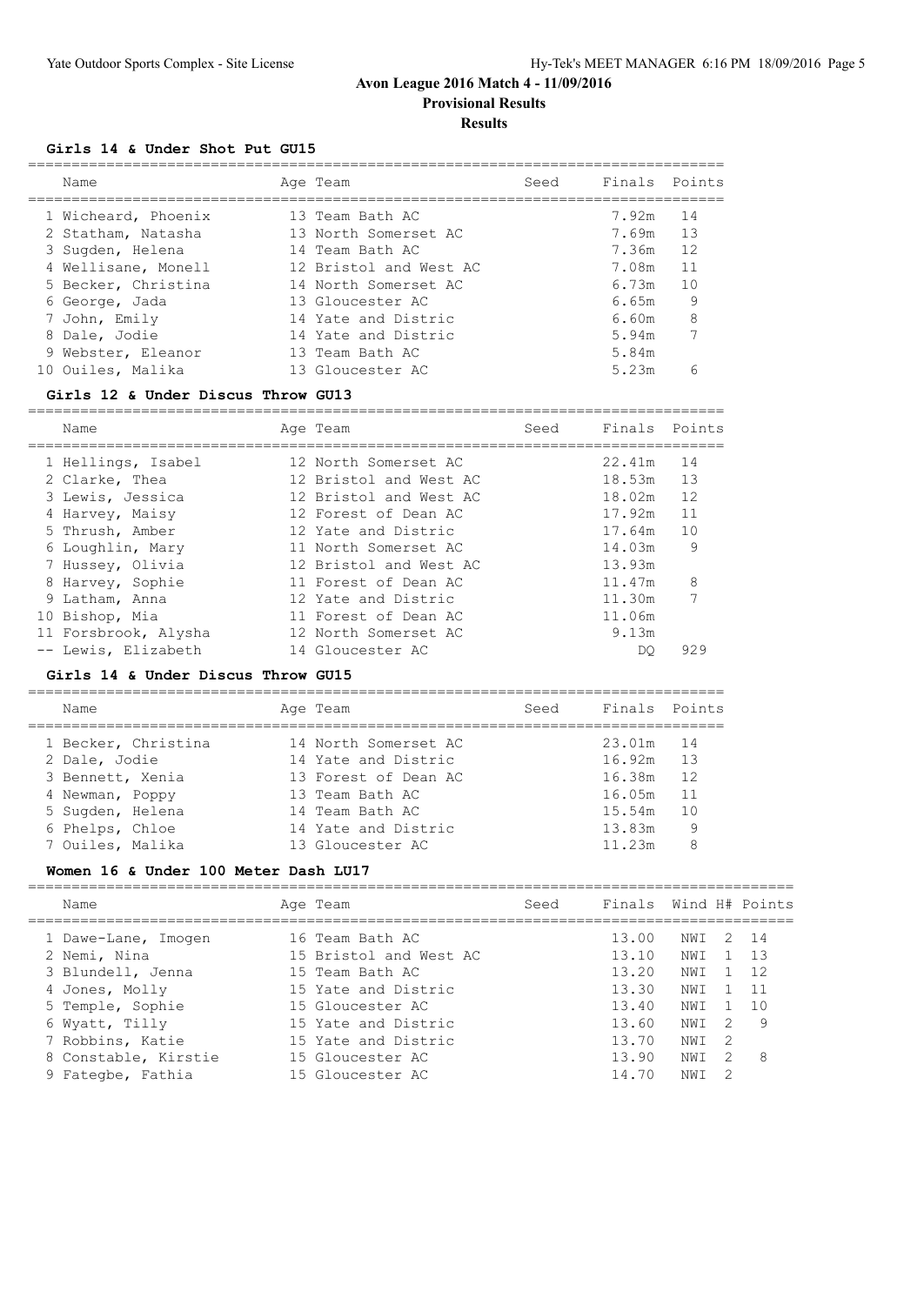# Avon League 2016 Match 4 - 11/09/2016

**Provisional Results**

**Results**

### Girls 14 & Under Shot Put GU15

| Name | Age | Team | Seed | Finals | Points |
|---|---|---|---|---|---|
| 1 Wicheard, Phoenix | 13 | Team Bath AC | | 7.92m | 14 |
| 2 Statham, Natasha | 13 | North Somerset AC | | 7.69m | 13 |
| 3 Sugden, Helena | 14 | Team Bath AC | | 7.36m | 12 |
| 4 Wellisane, Monell | 12 | Bristol and West AC | | 7.08m | 11 |
| 5 Becker, Christina | 14 | North Somerset AC | | 6.73m | 10 |
| 6 George, Jada | 13 | Gloucester AC | | 6.65m | 9 |
| 7 John, Emily | 14 | Yate and Distric | | 6.60m | 8 |
| 8 Dale, Jodie | 14 | Yate and Distric | | 5.94m | 7 |
| 9 Webster, Eleanor | 13 | Team Bath AC | | 5.84m | |
| 10 Ouiles, Malika | 13 | Gloucester AC | | 5.23m | 6 |

### Girls 12 & Under Discus Throw GU13

| Name | Age | Team | Seed | Finals | Points |
|---|---|---|---|---|---|
| 1 Hellings, Isabel | 12 | North Somerset AC | | 22.41m | 14 |
| 2 Clarke, Thea | 12 | Bristol and West AC | | 18.53m | 13 |
| 3 Lewis, Jessica | 12 | Bristol and West AC | | 18.02m | 12 |
| 4 Harvey, Maisy | 12 | Forest of Dean AC | | 17.92m | 11 |
| 5 Thrush, Amber | 12 | Yate and Distric | | 17.64m | 10 |
| 6 Loughlin, Mary | 11 | North Somerset AC | | 14.03m | 9 |
| 7 Hussey, Olivia | 12 | Bristol and West AC | | 13.93m | |
| 8 Harvey, Sophie | 11 | Forest of Dean AC | | 11.47m | 8 |
| 9 Latham, Anna | 12 | Yate and Distric | | 11.30m | 7 |
| 10 Bishop, Mia | 11 | Forest of Dean AC | | 11.06m | |
| 11 Forsbrook, Alysha | 12 | North Somerset AC | | 9.13m | |
| -- Lewis, Elizabeth | 14 | Gloucester AC | | DQ | 929 |

### Girls 14 & Under Discus Throw GU15

| Name | Age | Team | Seed | Finals | Points |
|---|---|---|---|---|---|
| 1 Becker, Christina | 14 | North Somerset AC | | 23.01m | 14 |
| 2 Dale, Jodie | 14 | Yate and Distric | | 16.92m | 13 |
| 3 Bennett, Xenia | 13 | Forest of Dean AC | | 16.38m | 12 |
| 4 Newman, Poppy | 13 | Team Bath AC | | 16.05m | 11 |
| 5 Sugden, Helena | 14 | Team Bath AC | | 15.54m | 10 |
| 6 Phelps, Chloe | 14 | Yate and Distric | | 13.83m | 9 |
| 7 Ouiles, Malika | 13 | Gloucester AC | | 11.23m | 8 |

### Women 16 & Under 100 Meter Dash LU17

| Name | Age | Team | Seed | Finals | Wind | H# | Points |
|---|---|---|---|---|---|---|---|
| 1 Dawe-Lane, Imogen | 16 | Team Bath AC | | 13.00 | NWI | 2 | 14 |
| 2 Nemi, Nina | 15 | Bristol and West AC | | 13.10 | NWI | 1 | 13 |
| 3 Blundell, Jenna | 15 | Team Bath AC | | 13.20 | NWI | 1 | 12 |
| 4 Jones, Molly | 15 | Yate and Distric | | 13.30 | NWI | 1 | 11 |
| 5 Temple, Sophie | 15 | Gloucester AC | | 13.40 | NWI | 1 | 10 |
| 6 Wyatt, Tilly | 15 | Yate and Distric | | 13.60 | NWI | 2 | 9 |
| 7 Robbins, Katie | 15 | Yate and Distric | | 13.70 | NWI | 2 | |
| 8 Constable, Kirstie | 15 | Gloucester AC | | 13.90 | NWI | 2 | 8 |
| 9 Fategbe, Fathia | 15 | Gloucester AC | | 14.70 | NWI | 2 | |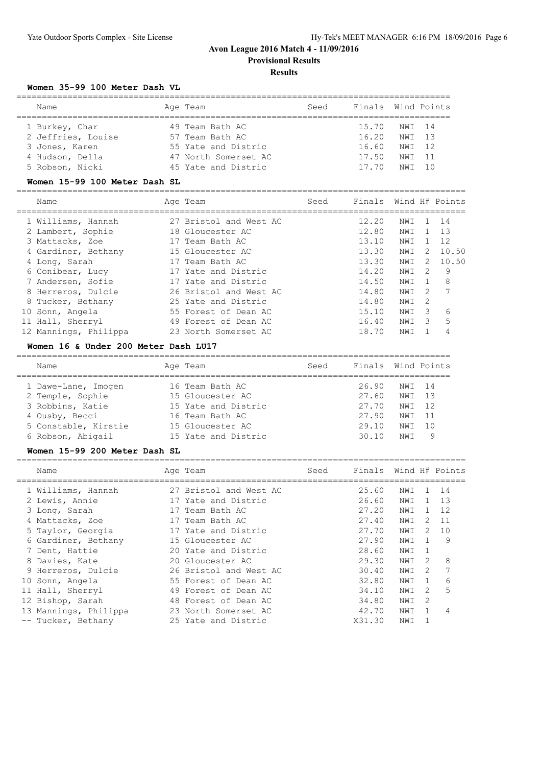# Avon League 2016 Match 4 - 11/09/2016

**Provisional Results**

**Results**

### Women 35-99 100 Meter Dash VL

| | Name | Age | Team | Seed | Finals | Wind | Points |
|---|---|---|---|---|---|---|---|
| 1 | Burkey, Char | 49 | Team Bath AC | | 15.70 | NWI | 14 |
| 2 | Jeffries, Louise | 57 | Team Bath AC | | 16.20 | NWI | 13 |
| 3 | Jones, Karen | 55 | Yate and Distric | | 16.60 | NWI | 12 |
| 4 | Hudson, Della | 47 | North Somerset AC | | 17.50 | NWI | 11 |
| 5 | Robson, Nicki | 45 | Yate and Distric | | 17.70 | NWI | 10 |

### Women 15-99 100 Meter Dash SL

| | Name | Age | Team | Seed | Finals | Wind | H# | Points |
|---|---|---|---|---|---|---|---|---|
| 1 | Williams, Hannah | 27 | Bristol and West AC | | 12.20 | NWI | 1 | 14 |
| 2 | Lambert, Sophie | 18 | Gloucester AC | | 12.80 | NWI | 1 | 13 |
| 3 | Mattacks, Zoe | 17 | Team Bath AC | | 13.10 | NWI | 1 | 12 |
| 4 | Gardiner, Bethany | 15 | Gloucester AC | | 13.30 | NWI | 2 | 10.50 |
| 4 | Long, Sarah | 17 | Team Bath AC | | 13.30 | NWI | 2 | 10.50 |
| 6 | Conibear, Lucy | 17 | Yate and Distric | | 14.20 | NWI | 2 | 9 |
| 7 | Andersen, Sofie | 17 | Yate and Distric | | 14.50 | NWI | 1 | 8 |
| 8 | Herreros, Dulcie | 26 | Bristol and West AC | | 14.80 | NWI | 2 | 7 |
| 8 | Tucker, Bethany | 25 | Yate and Distric | | 14.80 | NWI | 2 | |
| 10 | Sonn, Angela | 55 | Forest of Dean AC | | 15.10 | NWI | 3 | 6 |
| 11 | Hall, Sherryl | 49 | Forest of Dean AC | | 16.40 | NWI | 3 | 5 |
| 12 | Mannings, Philippa | 23 | North Somerset AC | | 18.70 | NWI | 1 | 4 |

### Women 16 & Under 200 Meter Dash LU17

| | Name | Age | Team | Seed | Finals | Wind | Points |
|---|---|---|---|---|---|---|---|
| 1 | Dawe-Lane, Imogen | 16 | Team Bath AC | | 26.90 | NWI | 14 |
| 2 | Temple, Sophie | 15 | Gloucester AC | | 27.60 | NWI | 13 |
| 3 | Robbins, Katie | 15 | Yate and Distric | | 27.70 | NWI | 12 |
| 4 | Ousby, Becci | 16 | Team Bath AC | | 27.90 | NWI | 11 |
| 5 | Constable, Kirstie | 15 | Gloucester AC | | 29.10 | NWI | 10 |
| 6 | Robson, Abigail | 15 | Yate and Distric | | 30.10 | NWI | 9 |

### Women 15-99 200 Meter Dash SL

| | Name | Age | Team | Seed | Finals | Wind | H# | Points |
|---|---|---|---|---|---|---|---|---|
| 1 | Williams, Hannah | 27 | Bristol and West AC | | 25.60 | NWI | 1 | 14 |
| 2 | Lewis, Annie | 17 | Yate and Distric | | 26.60 | NWI | 1 | 13 |
| 3 | Long, Sarah | 17 | Team Bath AC | | 27.20 | NWI | 1 | 12 |
| 4 | Mattacks, Zoe | 17 | Team Bath AC | | 27.40 | NWI | 2 | 11 |
| 5 | Taylor, Georgia | 17 | Yate and Distric | | 27.70 | NWI | 2 | 10 |
| 6 | Gardiner, Bethany | 15 | Gloucester AC | | 27.90 | NWI | 1 | 9 |
| 7 | Dent, Hattie | 20 | Yate and Distric | | 28.60 | NWI | 1 | |
| 8 | Davies, Kate | 20 | Gloucester AC | | 29.30 | NWI | 2 | 8 |
| 9 | Herreros, Dulcie | 26 | Bristol and West AC | | 30.40 | NWI | 2 | 7 |
| 10 | Sonn, Angela | 55 | Forest of Dean AC | | 32.80 | NWI | 1 | 6 |
| 11 | Hall, Sherryl | 49 | Forest of Dean AC | | 34.10 | NWI | 2 | 5 |
| 12 | Bishop, Sarah | 48 | Forest of Dean AC | | 34.80 | NWI | 2 | |
| 13 | Mannings, Philippa | 23 | North Somerset AC | | 42.70 | NWI | 1 | 4 |
| -- | Tucker, Bethany | 25 | Yate and Distric | | X31.30 | NWI | 1 | |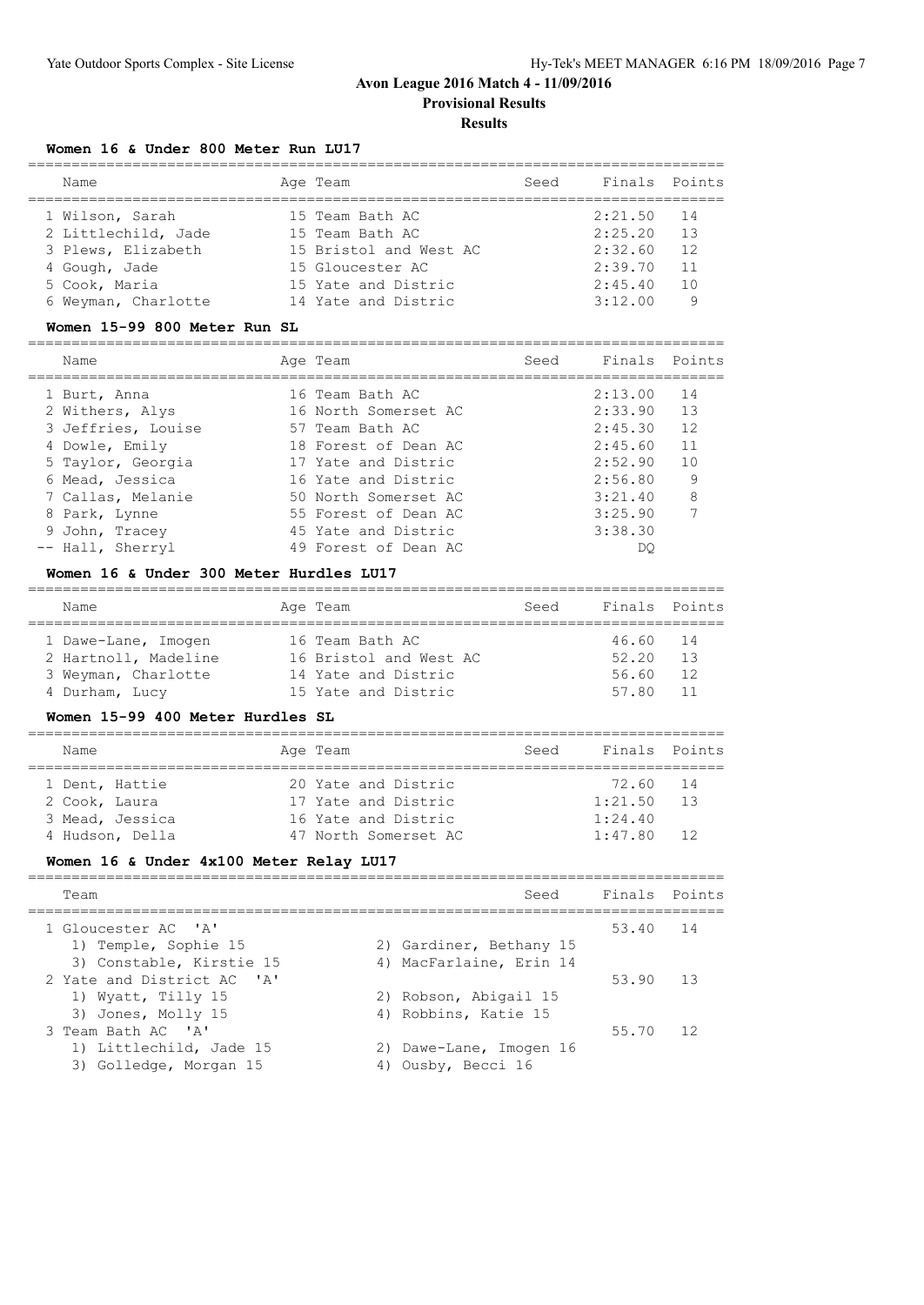# Avon League 2016 Match 4 - 11/09/2016

**Provisional Results**

**Results**

### Women 16 & Under 800 Meter Run LU17

| Name | Age | Team | Seed | Finals | Points |
|---|---|---|---|---|---|
| 1 Wilson, Sarah | 15 | Team Bath AC | | 2:21.50 | 14 |
| 2 Littlechild, Jade | 15 | Team Bath AC | | 2:25.20 | 13 |
| 3 Plews, Elizabeth | 15 | Bristol and West AC | | 2:32.60 | 12 |
| 4 Gough, Jade | 15 | Gloucester AC | | 2:39.70 | 11 |
| 5 Cook, Maria | 15 | Yate and Distric | | 2:45.40 | 10 |
| 6 Weyman, Charlotte | 14 | Yate and Distric | | 3:12.00 | 9 |

### Women 15-99 800 Meter Run SL

| Name | Age | Team | Seed | Finals | Points |
|---|---|---|---|---|---|
| 1 Burt, Anna | 16 | Team Bath AC | | 2:13.00 | 14 |
| 2 Withers, Alys | 16 | North Somerset AC | | 2:33.90 | 13 |
| 3 Jeffries, Louise | 57 | Team Bath AC | | 2:45.30 | 12 |
| 4 Dowle, Emily | 18 | Forest of Dean AC | | 2:45.60 | 11 |
| 5 Taylor, Georgia | 17 | Yate and Distric | | 2:52.90 | 10 |
| 6 Mead, Jessica | 16 | Yate and Distric | | 2:56.80 | 9 |
| 7 Callas, Melanie | 50 | North Somerset AC | | 3:21.40 | 8 |
| 8 Park, Lynne | 55 | Forest of Dean AC | | 3:25.90 | 7 |
| 9 John, Tracey | 45 | Yate and Distric | | 3:38.30 | |
| -- Hall, Sherryl | 49 | Forest of Dean AC | | DQ | |

### Women 16 & Under 300 Meter Hurdles LU17

| Name | Age | Team | Seed | Finals | Points |
|---|---|---|---|---|---|
| 1 Dawe-Lane, Imogen | 16 | Team Bath AC | | 46.60 | 14 |
| 2 Hartnoll, Madeline | 16 | Bristol and West AC | | 52.20 | 13 |
| 3 Weyman, Charlotte | 14 | Yate and Distric | | 56.60 | 12 |
| 4 Durham, Lucy | 15 | Yate and Distric | | 57.80 | 11 |

### Women 15-99 400 Meter Hurdles SL

| Name | Age | Team | Seed | Finals | Points |
|---|---|---|---|---|---|
| 1 Dent, Hattie | 20 | Yate and Distric | | 72.60 | 14 |
| 2 Cook, Laura | 17 | Yate and Distric | | 1:21.50 | 13 |
| 3 Mead, Jessica | 16 | Yate and Distric | | 1:24.40 | |
| 4 Hudson, Della | 47 | North Somerset AC | | 1:47.80 | 12 |

### Women 16 & Under 4x100 Meter Relay LU17

| Team | Seed | Finals | Points |
|---|---|---|---|
| 1 Gloucester AC 'A' | | 53.40 | 14 |
| 1) Temple, Sophie 15; 2) Gardiner, Bethany 15; 3) Constable, Kirstie 15; 4) MacFarlaine, Erin 14 | | | |
| 2 Yate and District AC 'A' | | 53.90 | 13 |
| 1) Wyatt, Tilly 15; 2) Robson, Abigail 15; 3) Jones, Molly 15; 4) Robbins, Katie 15 | | | |
| 3 Team Bath AC 'A' | | 55.70 | 12 |
| 1) Littlechild, Jade 15; 2) Dawe-Lane, Imogen 16; 3) Golledge, Morgan 15; 4) Ousby, Becci 16 | | | |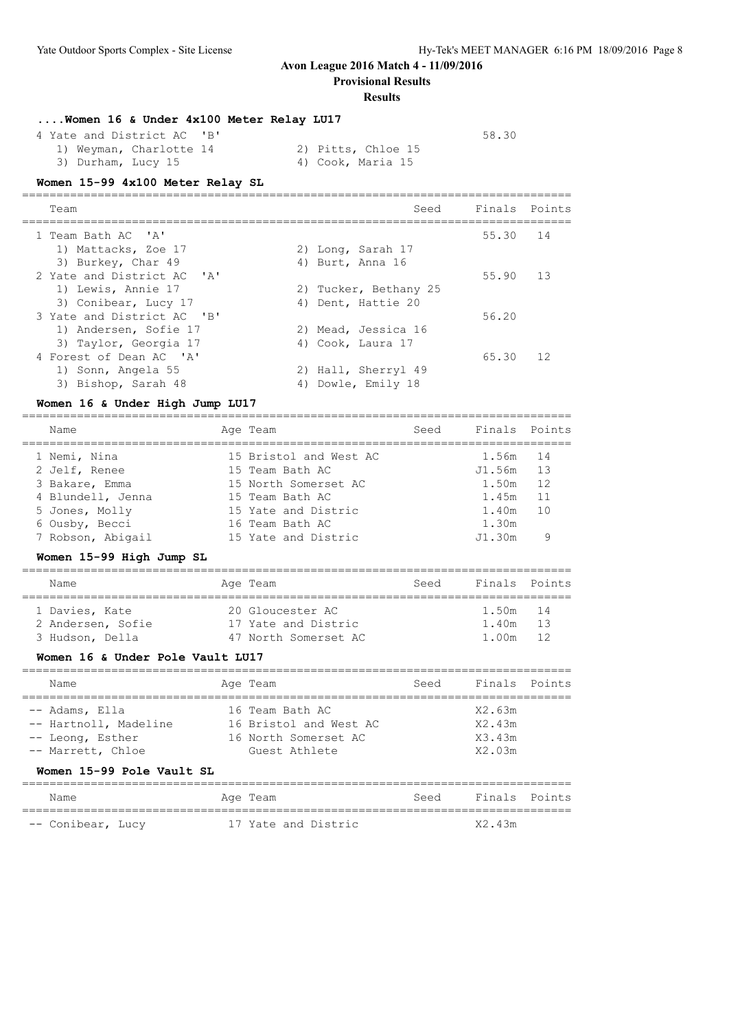# Avon League 2016 Match 4 - 11/09/2016

**Provisional Results**

**Results**

### ....Women 16 & Under 4x100 Meter Relay LU17

| Team | Seed | Finals | Points |
|---|---|---|---|
| 4 Yate and District AC 'B' | | 58.30 | |
| 1) Weyman, Charlotte 14; 2) Pitts, Chloe 15; 3) Durham, Lucy 15; 4) Cook, Maria 15 | | | |

### Women 15-99 4x100 Meter Relay SL

| Team | Seed | Finals | Points |
|---|---|---|---|
| 1 Team Bath AC 'A' | | 55.30 | 14 |
| 1) Mattacks, Zoe 17; 2) Long, Sarah 17; 3) Burkey, Char 49; 4) Burt, Anna 16 | | | |
| 2 Yate and District AC 'A' | | 55.90 | 13 |
| 1) Lewis, Annie 17; 2) Tucker, Bethany 25; 3) Conibear, Lucy 17; 4) Dent, Hattie 20 | | | |
| 3 Yate and District AC 'B' | | 56.20 | |
| 1) Andersen, Sofie 17; 2) Mead, Jessica 16; 3) Taylor, Georgia 17; 4) Cook, Laura 17 | | | |
| 4 Forest of Dean AC 'A' | | 65.30 | 12 |
| 1) Sonn, Angela 55; 2) Hall, Sherryl 49; 3) Bishop, Sarah 48; 4) Dowle, Emily 18 | | | |

### Women 16 & Under High Jump LU17

| Name | Age | Team | Seed | Finals | Points |
|---|---|---|---|---|---|
| 1 Nemi, Nina | 15 | Bristol and West AC | | 1.56m | 14 |
| 2 Jelf, Renee | 15 | Team Bath AC | | J1.56m | 13 |
| 3 Bakare, Emma | 15 | North Somerset AC | | 1.50m | 12 |
| 4 Blundell, Jenna | 15 | Team Bath AC | | 1.45m | 11 |
| 5 Jones, Molly | 15 | Yate and Distric | | 1.40m | 10 |
| 6 Ousby, Becci | 16 | Team Bath AC | | 1.30m | |
| 7 Robson, Abigail | 15 | Yate and Distric | | J1.30m | 9 |

### Women 15-99 High Jump SL

| Name | Age | Team | Seed | Finals | Points |
|---|---|---|---|---|---|
| 1 Davies, Kate | 20 | Gloucester AC | | 1.50m | 14 |
| 2 Andersen, Sofie | 17 | Yate and Distric | | 1.40m | 13 |
| 3 Hudson, Della | 47 | North Somerset AC | | 1.00m | 12 |

### Women 16 & Under Pole Vault LU17

| Name | Age | Team | Seed | Finals | Points |
|---|---|---|---|---|---|
| -- Adams, Ella | 16 | Team Bath AC | | X2.63m | |
| -- Hartnoll, Madeline | 16 | Bristol and West AC | | X2.43m | |
| -- Leong, Esther | 16 | North Somerset AC | | X3.43m | |
| -- Marrett, Chloe | | Guest Athlete | | X2.03m | |

### Women 15-99 Pole Vault SL

| Name | Age | Team | Seed | Finals | Points |
|---|---|---|---|---|---|
| -- Conibear, Lucy | 17 | Yate and Distric | | X2.43m | |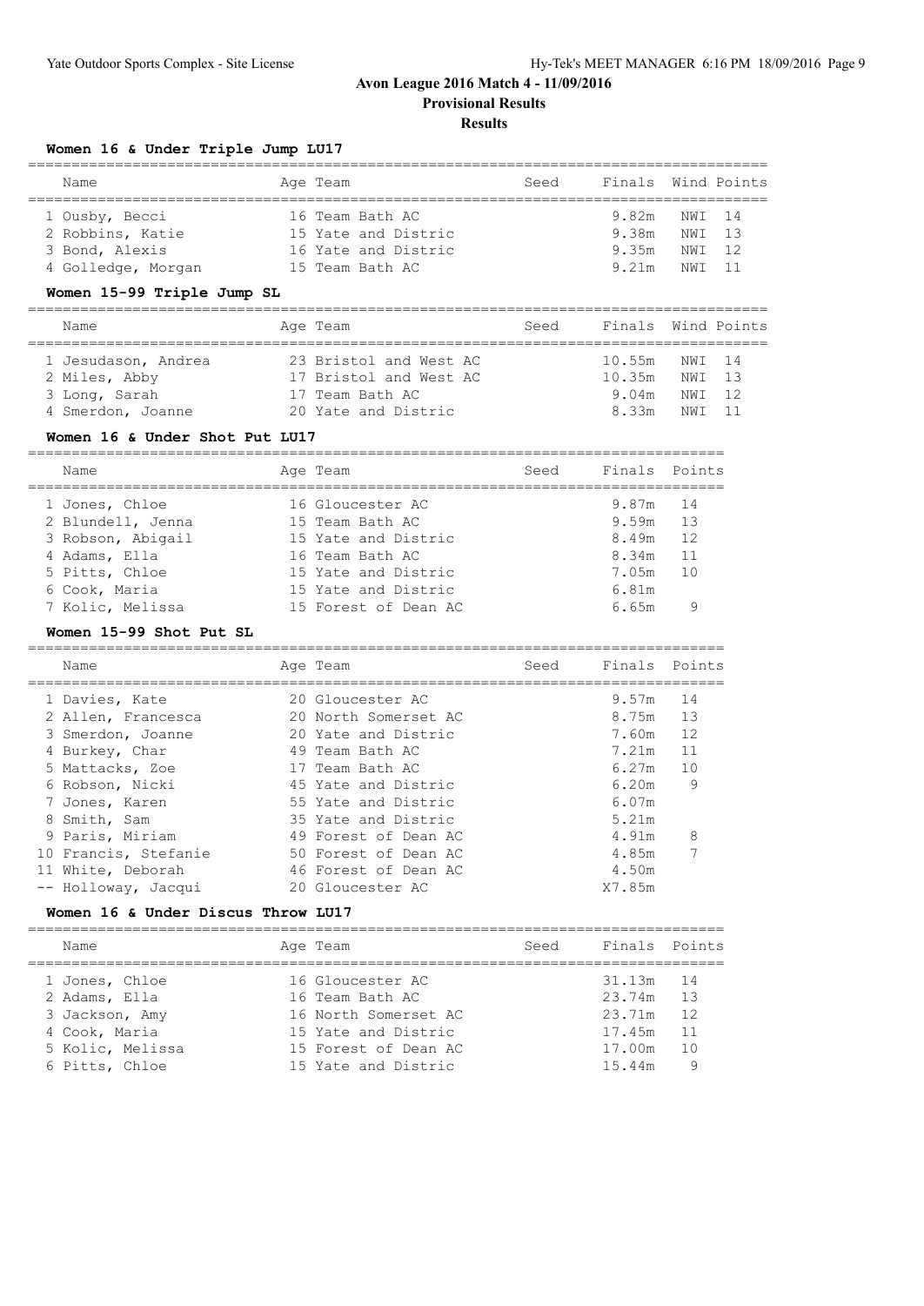# Avon League 2016 Match 4 - 11/09/2016

**Provisional Results**

**Results**

### Women 16 & Under Triple Jump LU17

| Name | Age | Team | Seed | Finals | Wind | Points |
|---|---|---|---|---|---|---|
| 1 Ousby, Becci | 16 | Team Bath AC | | 9.82m | NWI | 14 |
| 2 Robbins, Katie | 15 | Yate and Distric | | 9.38m | NWI | 13 |
| 3 Bond, Alexis | 16 | Yate and Distric | | 9.35m | NWI | 12 |
| 4 Golledge, Morgan | 15 | Team Bath AC | | 9.21m | NWI | 11 |

### Women 15-99 Triple Jump SL

| Name | Age | Team | Seed | Finals | Wind | Points |
|---|---|---|---|---|---|---|
| 1 Jesudason, Andrea | 23 | Bristol and West AC | | 10.55m | NWI | 14 |
| 2 Miles, Abby | 17 | Bristol and West AC | | 10.35m | NWI | 13 |
| 3 Long, Sarah | 17 | Team Bath AC | | 9.04m | NWI | 12 |
| 4 Smerdon, Joanne | 20 | Yate and Distric | | 8.33m | NWI | 11 |

### Women 16 & Under Shot Put LU17

| Name | Age | Team | Seed | Finals | Points |
|---|---|---|---|---|---|
| 1 Jones, Chloe | 16 | Gloucester AC | | 9.87m | 14 |
| 2 Blundell, Jenna | 15 | Team Bath AC | | 9.59m | 13 |
| 3 Robson, Abigail | 15 | Yate and Distric | | 8.49m | 12 |
| 4 Adams, Ella | 16 | Team Bath AC | | 8.34m | 11 |
| 5 Pitts, Chloe | 15 | Yate and Distric | | 7.05m | 10 |
| 6 Cook, Maria | 15 | Yate and Distric | | 6.81m | |
| 7 Kolic, Melissa | 15 | Forest of Dean AC | | 6.65m | 9 |

### Women 15-99 Shot Put SL

| Name | Age | Team | Seed | Finals | Points |
|---|---|---|---|---|---|
| 1 Davies, Kate | 20 | Gloucester AC | | 9.57m | 14 |
| 2 Allen, Francesca | 20 | North Somerset AC | | 8.75m | 13 |
| 3 Smerdon, Joanne | 20 | Yate and Distric | | 7.60m | 12 |
| 4 Burkey, Char | 49 | Team Bath AC | | 7.21m | 11 |
| 5 Mattacks, Zoe | 17 | Team Bath AC | | 6.27m | 10 |
| 6 Robson, Nicki | 45 | Yate and Distric | | 6.20m | 9 |
| 7 Jones, Karen | 55 | Yate and Distric | | 6.07m | |
| 8 Smith, Sam | 35 | Yate and Distric | | 5.21m | |
| 9 Paris, Miriam | 49 | Forest of Dean AC | | 4.91m | 8 |
| 10 Francis, Stefanie | 50 | Forest of Dean AC | | 4.85m | 7 |
| 11 White, Deborah | 46 | Forest of Dean AC | | 4.50m | |
| -- Holloway, Jacqui | 20 | Gloucester AC | | X7.85m | |

### Women 16 & Under Discus Throw LU17

| Name | Age | Team | Seed | Finals | Points |
|---|---|---|---|---|---|
| 1 Jones, Chloe | 16 | Gloucester AC | | 31.13m | 14 |
| 2 Adams, Ella | 16 | Team Bath AC | | 23.74m | 13 |
| 3 Jackson, Amy | 16 | North Somerset AC | | 23.71m | 12 |
| 4 Cook, Maria | 15 | Yate and Distric | | 17.45m | 11 |
| 5 Kolic, Melissa | 15 | Forest of Dean AC | | 17.00m | 10 |
| 6 Pitts, Chloe | 15 | Yate and Distric | | 15.44m | 9 |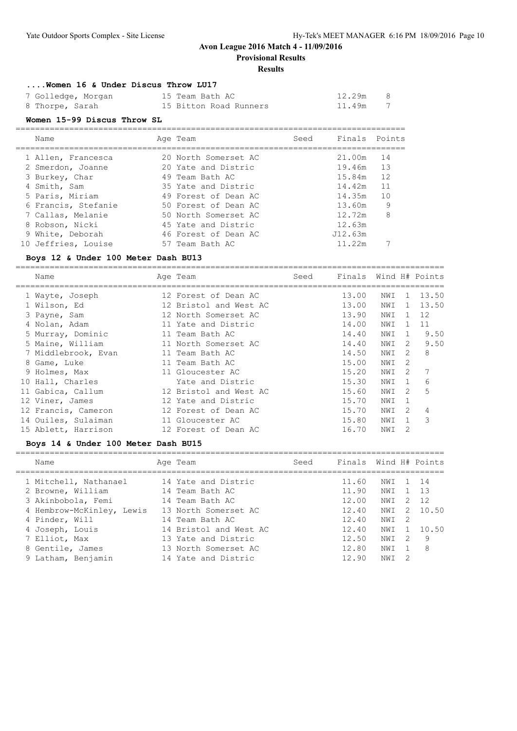# Avon League 2016 Match 4 - 11/09/2016

**Provisional Results**

**Results**

### ....Women 16 & Under Discus Throw LU17

| Name | Age | Team | Seed | Finals | Points |
|---|---|---|---|---|---|
| 7 Golledge, Morgan | 15 | Team Bath AC | | 12.29m | 8 |
| 8 Thorpe, Sarah | 15 | Bitton Road Runners | | 11.49m | 7 |

### Women 15-99 Discus Throw SL

| Name | Age | Team | Seed | Finals | Points |
|---|---|---|---|---|---|
| 1 Allen, Francesca | 20 | North Somerset AC | | 21.00m | 14 |
| 2 Smerdon, Joanne | 20 | Yate and Distric | | 19.46m | 13 |
| 3 Burkey, Char | 49 | Team Bath AC | | 15.84m | 12 |
| 4 Smith, Sam | 35 | Yate and Distric | | 14.42m | 11 |
| 5 Paris, Miriam | 49 | Forest of Dean AC | | 14.35m | 10 |
| 6 Francis, Stefanie | 50 | Forest of Dean AC | | 13.60m | 9 |
| 7 Callas, Melanie | 50 | North Somerset AC | | 12.72m | 8 |
| 8 Robson, Nicki | 45 | Yate and Distric | | 12.63m | |
| 9 White, Deborah | 46 | Forest of Dean AC | | J12.63m | |
| 10 Jeffries, Louise | 57 | Team Bath AC | | 11.22m | 7 |

### Boys 12 & Under 100 Meter Dash BU13

| Name | Age | Team | Seed | Finals | Wind | H# | Points |
|---|---|---|---|---|---|---|---|
| 1 Wayte, Joseph | 12 | Forest of Dean AC | | 13.00 | NWI | 1 | 13.50 |
| 1 Wilson, Ed | 12 | Bristol and West AC | | 13.00 | NWI | 1 | 13.50 |
| 3 Payne, Sam | 12 | North Somerset AC | | 13.90 | NWI | 1 | 12 |
| 4 Nolan, Adam | 11 | Yate and Distric | | 14.00 | NWI | 1 | 11 |
| 5 Murray, Dominic | 11 | Team Bath AC | | 14.40 | NWI | 1 | 9.50 |
| 5 Maine, William | 11 | North Somerset AC | | 14.40 | NWI | 2 | 9.50 |
| 7 Middlebrook, Evan | 11 | Team Bath AC | | 14.50 | NWI | 2 | 8 |
| 8 Game, Luke | 11 | Team Bath AC | | 15.00 | NWI | 2 | |
| 9 Holmes, Max | 11 | Gloucester AC | | 15.20 | NWI | 2 | 7 |
| 10 Hall, Charles | | Yate and Distric | | 15.30 | NWI | 1 | 6 |
| 11 Gabica, Callum | 12 | Bristol and West AC | | 15.60 | NWI | 2 | 5 |
| 12 Viner, James | 12 | Yate and Distric | | 15.70 | NWI | 1 | |
| 12 Francis, Cameron | 12 | Forest of Dean AC | | 15.70 | NWI | 2 | 4 |
| 14 Ouiles, Sulaiman | 11 | Gloucester AC | | 15.80 | NWI | 1 | 3 |
| 15 Ablett, Harrison | 12 | Forest of Dean AC | | 16.70 | NWI | 2 | |

### Boys 14 & Under 100 Meter Dash BU15

| Name | Age | Team | Seed | Finals | Wind | H# | Points |
|---|---|---|---|---|---|---|---|
| 1 Mitchell, Nathanael | 14 | Yate and Distric | | 11.60 | NWI | 1 | 14 |
| 2 Browne, William | 14 | Team Bath AC | | 11.90 | NWI | 1 | 13 |
| 3 Akinbobola, Femi | 14 | Team Bath AC | | 12.00 | NWI | 2 | 12 |
| 4 Hembrow-McKinley, Lewis | 13 | North Somerset AC | | 12.40 | NWI | 2 | 10.50 |
| 4 Pinder, Will | 14 | Team Bath AC | | 12.40 | NWI | 2 | |
| 4 Joseph, Louis | 14 | Bristol and West AC | | 12.40 | NWI | 1 | 10.50 |
| 7 Elliot, Max | 13 | Yate and Distric | | 12.50 | NWI | 2 | 9 |
| 8 Gentile, James | 13 | North Somerset AC | | 12.80 | NWI | 1 | 8 |
| 9 Latham, Benjamin | 14 | Yate and Distric | | 12.90 | NWI | 2 | |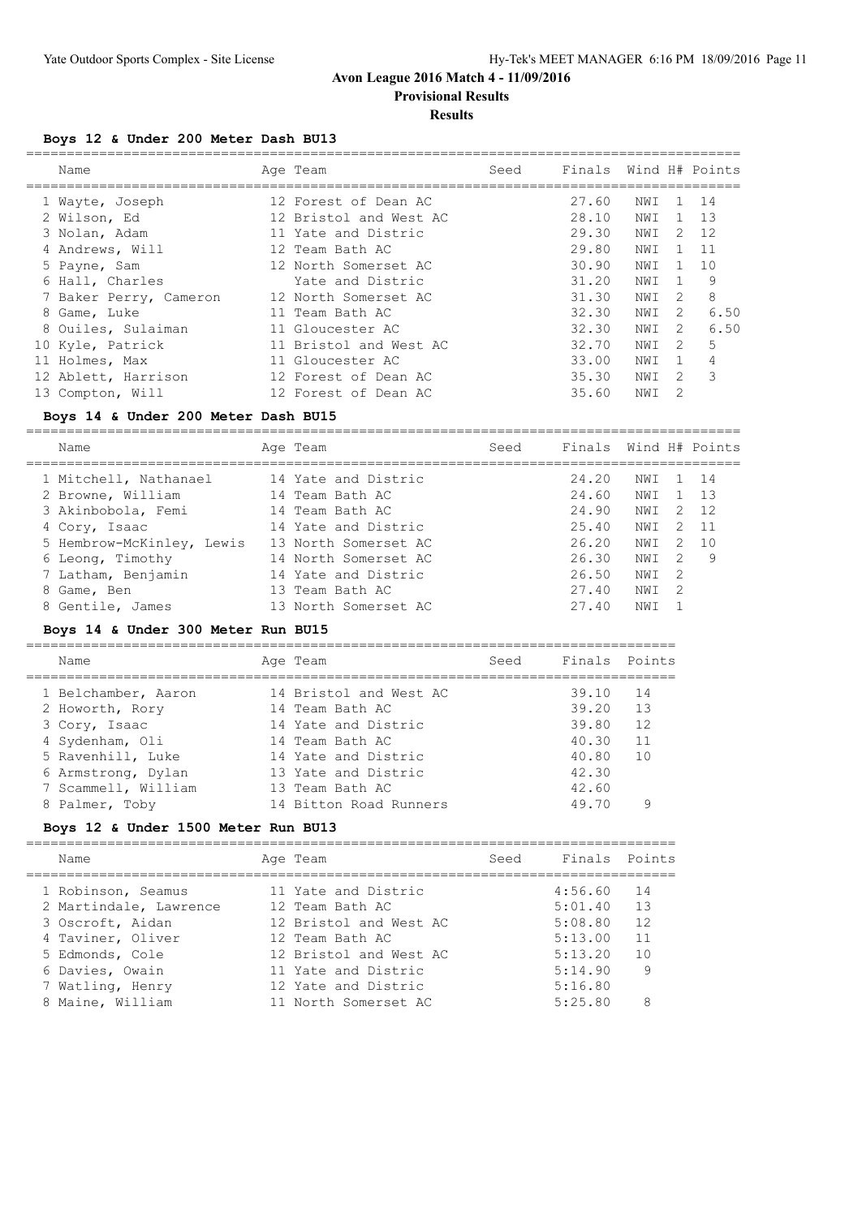# Avon League 2016 Match 4 - 11/09/2016

## Provisional Results

### Results

#### Boys 12 & Under 200 Meter Dash BU13

| | Name | Age | Team | Seed | Finals | Wind | H# | Points |
|---|---|---|---|---|---|---|---|---|
| 1 | Wayte, Joseph | 12 | Forest of Dean AC | | 27.60 | NWI | 1 | 14 |
| 2 | Wilson, Ed | 12 | Bristol and West AC | | 28.10 | NWI | 1 | 13 |
| 3 | Nolan, Adam | 11 | Yate and Distric | | 29.30 | NWI | 2 | 12 |
| 4 | Andrews, Will | 12 | Team Bath AC | | 29.80 | NWI | 1 | 11 |
| 5 | Payne, Sam | 12 | North Somerset AC | | 30.90 | NWI | 1 | 10 |
| 6 | Hall, Charles | | Yate and Distric | | 31.20 | NWI | 1 | 9 |
| 7 | Baker Perry, Cameron | 12 | North Somerset AC | | 31.30 | NWI | 2 | 8 |
| 8 | Game, Luke | 11 | Team Bath AC | | 32.30 | NWI | 2 | 6.50 |
| 8 | Ouiles, Sulaiman | 11 | Gloucester AC | | 32.30 | NWI | 2 | 6.50 |
| 10 | Kyle, Patrick | 11 | Bristol and West AC | | 32.70 | NWI | 2 | 5 |
| 11 | Holmes, Max | 11 | Gloucester AC | | 33.00 | NWI | 1 | 4 |
| 12 | Ablett, Harrison | 12 | Forest of Dean AC | | 35.30 | NWI | 2 | 3 |
| 13 | Compton, Will | 12 | Forest of Dean AC | | 35.60 | NWI | 2 | |

#### Boys 14 & Under 200 Meter Dash BU15

| | Name | Age | Team | Seed | Finals | Wind | H# | Points |
|---|---|---|---|---|---|---|---|---|
| 1 | Mitchell, Nathanael | 14 | Yate and Distric | | 24.20 | NWI | 1 | 14 |
| 2 | Browne, William | 14 | Team Bath AC | | 24.60 | NWI | 1 | 13 |
| 3 | Akinbobola, Femi | 14 | Team Bath AC | | 24.90 | NWI | 2 | 12 |
| 4 | Cory, Isaac | 14 | Yate and Distric | | 25.40 | NWI | 2 | 11 |
| 5 | Hembrow-McKinley, Lewis | 13 | North Somerset AC | | 26.20 | NWI | 2 | 10 |
| 6 | Leong, Timothy | 14 | North Somerset AC | | 26.30 | NWI | 2 | 9 |
| 7 | Latham, Benjamin | 14 | Yate and Distric | | 26.50 | NWI | 2 | |
| 8 | Game, Ben | 13 | Team Bath AC | | 27.40 | NWI | 2 | |
| 8 | Gentile, James | 13 | North Somerset AC | | 27.40 | NWI | 1 | |

#### Boys 14 & Under 300 Meter Run BU15

| | Name | Age | Team | Seed | Finals | Points |
|---|---|---|---|---|---|---|
| 1 | Belchamber, Aaron | 14 | Bristol and West AC | | 39.10 | 14 |
| 2 | Howorth, Rory | 14 | Team Bath AC | | 39.20 | 13 |
| 3 | Cory, Isaac | 14 | Yate and Distric | | 39.80 | 12 |
| 4 | Sydenham, Oli | 14 | Team Bath AC | | 40.30 | 11 |
| 5 | Ravenhill, Luke | 14 | Yate and Distric | | 40.80 | 10 |
| 6 | Armstrong, Dylan | 13 | Yate and Distric | | 42.30 | |
| 7 | Scammell, William | 13 | Team Bath AC | | 42.60 | |
| 8 | Palmer, Toby | 14 | Bitton Road Runners | | 49.70 | 9 |

#### Boys 12 & Under 1500 Meter Run BU13

| | Name | Age | Team | Seed | Finals | Points |
|---|---|---|---|---|---|---|
| 1 | Robinson, Seamus | 11 | Yate and Distric | | 4:56.60 | 14 |
| 2 | Martindale, Lawrence | 12 | Team Bath AC | | 5:01.40 | 13 |
| 3 | Oscroft, Aidan | 12 | Bristol and West AC | | 5:08.80 | 12 |
| 4 | Taviner, Oliver | 12 | Team Bath AC | | 5:13.00 | 11 |
| 5 | Edmonds, Cole | 12 | Bristol and West AC | | 5:13.20 | 10 |
| 6 | Davies, Owain | 11 | Yate and Distric | | 5:14.90 | 9 |
| 7 | Watling, Henry | 12 | Yate and Distric | | 5:16.80 | |
| 8 | Maine, William | 11 | North Somerset AC | | 5:25.80 | 8 |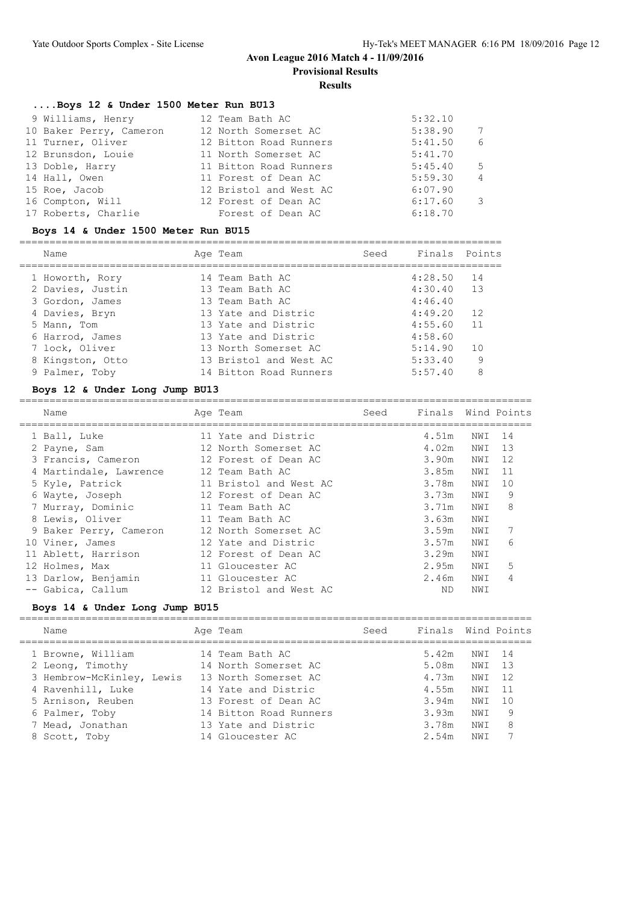# Avon League 2016 Match 4 - 11/09/2016

**Provisional Results**

**Results**

### ....Boys 12 & Under 1500 Meter Run BU13

| Name | Age | Team | Seed | Finals | Points |
|---|---|---|---|---|---|
| 9 Williams, Henry | 12 | Team Bath AC | | 5:32.10 | |
| 10 Baker Perry, Cameron | 12 | North Somerset AC | | 5:38.90 | 7 |
| 11 Turner, Oliver | 12 | Bitton Road Runners | | 5:41.50 | 6 |
| 12 Brunsdon, Louie | 11 | North Somerset AC | | 5:41.70 | |
| 13 Doble, Harry | 11 | Bitton Road Runners | | 5:45.40 | 5 |
| 14 Hall, Owen | 11 | Forest of Dean AC | | 5:59.30 | 4 |
| 15 Roe, Jacob | 12 | Bristol and West AC | | 6:07.90 | |
| 16 Compton, Will | 12 | Forest of Dean AC | | 6:17.60 | 3 |
| 17 Roberts, Charlie | | Forest of Dean AC | | 6:18.70 | |

### Boys 14 & Under 1500 Meter Run BU15

| Name | Age | Team | Seed | Finals | Points |
|---|---|---|---|---|---|
| 1 Howorth, Rory | 14 | Team Bath AC | | 4:28.50 | 14 |
| 2 Davies, Justin | 13 | Team Bath AC | | 4:30.40 | 13 |
| 3 Gordon, James | 13 | Team Bath AC | | 4:46.40 | |
| 4 Davies, Bryn | 13 | Yate and Distric | | 4:49.20 | 12 |
| 5 Mann, Tom | 13 | Yate and Distric | | 4:55.60 | 11 |
| 6 Harrod, James | 13 | Yate and Distric | | 4:58.60 | |
| 7 lock, Oliver | 13 | North Somerset AC | | 5:14.90 | 10 |
| 8 Kingston, Otto | 13 | Bristol and West AC | | 5:33.40 | 9 |
| 9 Palmer, Toby | 14 | Bitton Road Runners | | 5:57.40 | 8 |

### Boys 12 & Under Long Jump BU13

| Name | Age | Team | Seed | Finals | Wind | Points |
|---|---|---|---|---|---|---|
| 1 Ball, Luke | 11 | Yate and Distric | | 4.51m | NWI | 14 |
| 2 Payne, Sam | 12 | North Somerset AC | | 4.02m | NWI | 13 |
| 3 Francis, Cameron | 12 | Forest of Dean AC | | 3.90m | NWI | 12 |
| 4 Martindale, Lawrence | 12 | Team Bath AC | | 3.85m | NWI | 11 |
| 5 Kyle, Patrick | 11 | Bristol and West AC | | 3.78m | NWI | 10 |
| 6 Wayte, Joseph | 12 | Forest of Dean AC | | 3.73m | NWI | 9 |
| 7 Murray, Dominic | 11 | Team Bath AC | | 3.71m | NWI | 8 |
| 8 Lewis, Oliver | 11 | Team Bath AC | | 3.63m | NWI | |
| 9 Baker Perry, Cameron | 12 | North Somerset AC | | 3.59m | NWI | 7 |
| 10 Viner, James | 12 | Yate and Distric | | 3.57m | NWI | 6 |
| 11 Ablett, Harrison | 12 | Forest of Dean AC | | 3.29m | NWI | |
| 12 Holmes, Max | 11 | Gloucester AC | | 2.95m | NWI | 5 |
| 13 Darlow, Benjamin | 11 | Gloucester AC | | 2.46m | NWI | 4 |
| -- Gabica, Callum | 12 | Bristol and West AC | | ND | NWI | |

### Boys 14 & Under Long Jump BU15

| Name | Age | Team | Seed | Finals | Wind | Points |
|---|---|---|---|---|---|---|
| 1 Browne, William | 14 | Team Bath AC | | 5.42m | NWI | 14 |
| 2 Leong, Timothy | 14 | North Somerset AC | | 5.08m | NWI | 13 |
| 3 Hembrow-McKinley, Lewis | 13 | North Somerset AC | | 4.73m | NWI | 12 |
| 4 Ravenhill, Luke | 14 | Yate and Distric | | 4.55m | NWI | 11 |
| 5 Arnison, Reuben | 13 | Forest of Dean AC | | 3.94m | NWI | 10 |
| 6 Palmer, Toby | 14 | Bitton Road Runners | | 3.93m | NWI | 9 |
| 7 Mead, Jonathan | 13 | Yate and Distric | | 3.78m | NWI | 8 |
| 8 Scott, Toby | 14 | Gloucester AC | | 2.54m | NWI | 7 |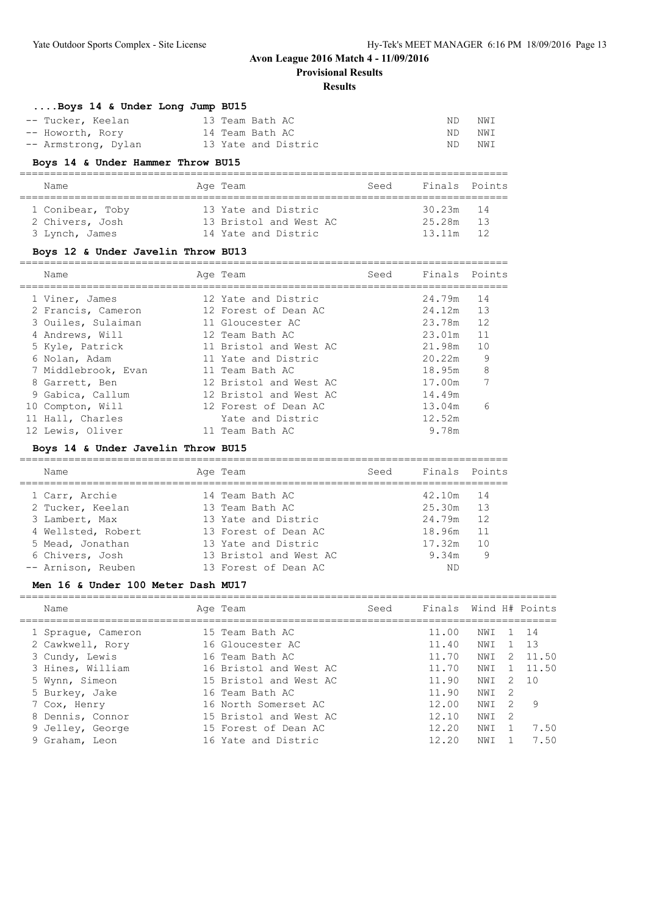# Avon League 2016 Match 4 - 11/09/2016

## Provisional Results

## Results

### ....Boys 14 & Under Long Jump BU15

| Name | Age | Team | Finals | Wind |
|---|---|---|---|---|
| -- Tucker, Keelan | 13 | Team Bath AC | ND | NWI |
| -- Howorth, Rory | 14 | Team Bath AC | ND | NWI |
| -- Armstrong, Dylan | 13 | Yate and Distric | ND | NWI |

### Boys 14 & Under Hammer Throw BU15

| Name | Age | Team | Seed | Finals | Points |
|---|---|---|---|---|---|
| 1 Conibear, Toby | 13 | Yate and Distric | | 30.23m | 14 |
| 2 Chivers, Josh | 13 | Bristol and West AC | | 25.28m | 13 |
| 3 Lynch, James | 14 | Yate and Distric | | 13.11m | 12 |

### Boys 12 & Under Javelin Throw BU13

| Name | Age | Team | Seed | Finals | Points |
|---|---|---|---|---|---|
| 1 Viner, James | 12 | Yate and Distric | | 24.79m | 14 |
| 2 Francis, Cameron | 12 | Forest of Dean AC | | 24.12m | 13 |
| 3 Ouiles, Sulaiman | 11 | Gloucester AC | | 23.78m | 12 |
| 4 Andrews, Will | 12 | Team Bath AC | | 23.01m | 11 |
| 5 Kyle, Patrick | 11 | Bristol and West AC | | 21.98m | 10 |
| 6 Nolan, Adam | 11 | Yate and Distric | | 20.22m | 9 |
| 7 Middlebrook, Evan | 11 | Team Bath AC | | 18.95m | 8 |
| 8 Garrett, Ben | 12 | Bristol and West AC | | 17.00m | 7 |
| 9 Gabica, Callum | 12 | Bristol and West AC | | 14.49m | |
| 10 Compton, Will | 12 | Forest of Dean AC | | 13.04m | 6 |
| 11 Hall, Charles | | Yate and Distric | | 12.52m | |
| 12 Lewis, Oliver | 11 | Team Bath AC | | 9.78m | |

### Boys 14 & Under Javelin Throw BU15

| Name | Age | Team | Seed | Finals | Points |
|---|---|---|---|---|---|
| 1 Carr, Archie | 14 | Team Bath AC | | 42.10m | 14 |
| 2 Tucker, Keelan | 13 | Team Bath AC | | 25.30m | 13 |
| 3 Lambert, Max | 13 | Yate and Distric | | 24.79m | 12 |
| 4 Wellsted, Robert | 13 | Forest of Dean AC | | 18.96m | 11 |
| 5 Mead, Jonathan | 13 | Yate and Distric | | 17.32m | 10 |
| 6 Chivers, Josh | 13 | Bristol and West AC | | 9.34m | 9 |
| -- Arnison, Reuben | 13 | Forest of Dean AC | | ND | |

### Men 16 & Under 100 Meter Dash MU17

| Name | Age | Team | Seed | Finals | Wind | H# | Points |
|---|---|---|---|---|---|---|---|
| 1 Sprague, Cameron | 15 | Team Bath AC | | 11.00 | NWI | 1 | 14 |
| 2 Cawkwell, Rory | 16 | Gloucester AC | | 11.40 | NWI | 1 | 13 |
| 3 Cundy, Lewis | 16 | Team Bath AC | | 11.70 | NWI | 2 | 11.50 |
| 3 Hines, William | 16 | Bristol and West AC | | 11.70 | NWI | 1 | 11.50 |
| 5 Wynn, Simeon | 15 | Bristol and West AC | | 11.90 | NWI | 2 | 10 |
| 5 Burkey, Jake | 16 | Team Bath AC | | 11.90 | NWI | 2 | |
| 7 Cox, Henry | 16 | North Somerset AC | | 12.00 | NWI | 2 | 9 |
| 8 Dennis, Connor | 15 | Bristol and West AC | | 12.10 | NWI | 2 | |
| 9 Jelley, George | 15 | Forest of Dean AC | | 12.20 | NWI | 1 | 7.50 |
| 9 Graham, Leon | 16 | Yate and Distric | | 12.20 | NWI | 1 | 7.50 |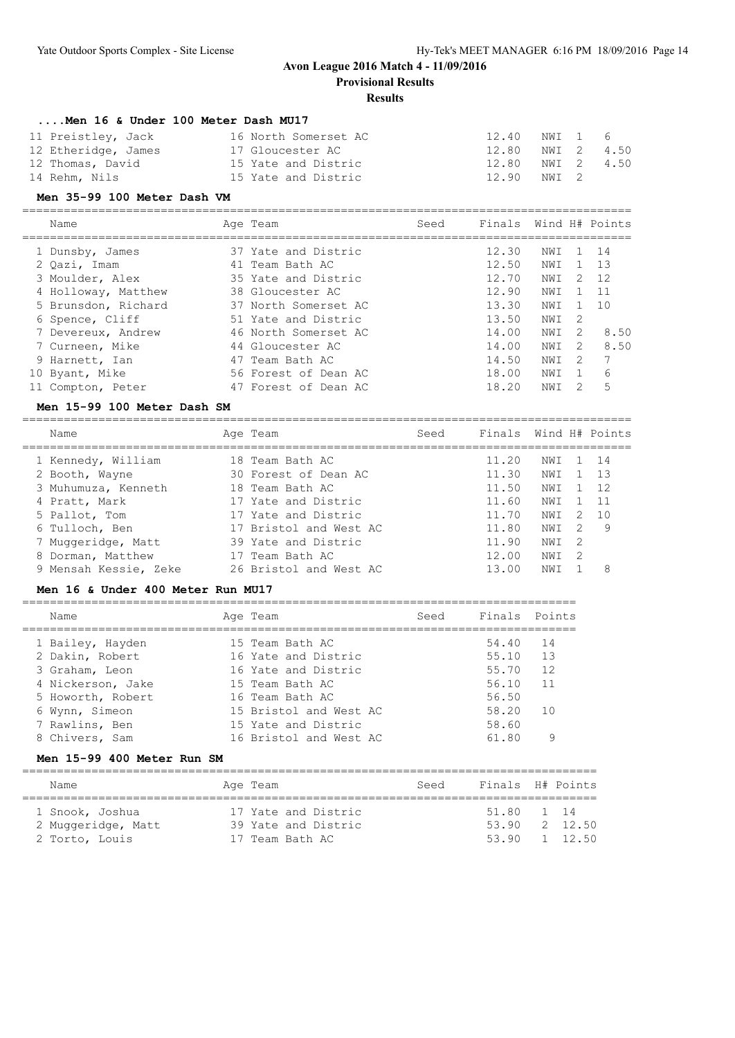# Avon League 2016 Match 4 - 11/09/2016

**Provisional Results**

**Results**

### ....Men 16 & Under 100 Meter Dash MU17

| Name | Age | Team | Seed | Finals | Wind | H# | Points |
|---|---|---|---|---|---|---|---|
| 11 Preistley, Jack | 16 | North Somerset AC | | 12.40 | NWI | 1 | 6 |
| 12 Etheridge, James | 17 | Gloucester AC | | 12.80 | NWI | 2 | 4.50 |
| 12 Thomas, David | 15 | Yate and Distric | | 12.80 | NWI | 2 | 4.50 |
| 14 Rehm, Nils | 15 | Yate and Distric | | 12.90 | NWI | 2 | |

### Men 35-99 100 Meter Dash VM

| Name | Age | Team | Seed | Finals | Wind | H# | Points |
|---|---|---|---|---|---|---|---|
| 1 Dunsby, James | 37 | Yate and Distric | | 12.30 | NWI | 1 | 14 |
| 2 Qazi, Imam | 41 | Team Bath AC | | 12.50 | NWI | 1 | 13 |
| 3 Moulder, Alex | 35 | Yate and Distric | | 12.70 | NWI | 2 | 12 |
| 4 Holloway, Matthew | 38 | Gloucester AC | | 12.90 | NWI | 1 | 11 |
| 5 Brunsdon, Richard | 37 | North Somerset AC | | 13.30 | NWI | 1 | 10 |
| 6 Spence, Cliff | 51 | Yate and Distric | | 13.50 | NWI | 2 | |
| 7 Devereux, Andrew | 46 | North Somerset AC | | 14.00 | NWI | 2 | 8.50 |
| 7 Curneen, Mike | 44 | Gloucester AC | | 14.00 | NWI | 2 | 8.50 |
| 9 Harnett, Ian | 47 | Team Bath AC | | 14.50 | NWI | 2 | 7 |
| 10 Byant, Mike | 56 | Forest of Dean AC | | 18.00 | NWI | 1 | 6 |
| 11 Compton, Peter | 47 | Forest of Dean AC | | 18.20 | NWI | 2 | 5 |

### Men 15-99 100 Meter Dash SM

| Name | Age | Team | Seed | Finals | Wind | H# | Points |
|---|---|---|---|---|---|---|---|
| 1 Kennedy, William | 18 | Team Bath AC | | 11.20 | NWI | 1 | 14 |
| 2 Booth, Wayne | 30 | Forest of Dean AC | | 11.30 | NWI | 1 | 13 |
| 3 Muhumuza, Kenneth | 18 | Team Bath AC | | 11.50 | NWI | 1 | 12 |
| 4 Pratt, Mark | 17 | Yate and Distric | | 11.60 | NWI | 1 | 11 |
| 5 Pallot, Tom | 17 | Yate and Distric | | 11.70 | NWI | 2 | 10 |
| 6 Tulloch, Ben | 17 | Bristol and West AC | | 11.80 | NWI | 2 | 9 |
| 7 Muggeridge, Matt | 39 | Yate and Distric | | 11.90 | NWI | 2 | |
| 8 Dorman, Matthew | 17 | Team Bath AC | | 12.00 | NWI | 2 | |
| 9 Mensah Kessie, Zeke | 26 | Bristol and West AC | | 13.00 | NWI | 1 | 8 |

### Men 16 & Under 400 Meter Run MU17

| Name | Age | Team | Seed | Finals | Points |
|---|---|---|---|---|---|
| 1 Bailey, Hayden | 15 | Team Bath AC | | 54.40 | 14 |
| 2 Dakin, Robert | 16 | Yate and Distric | | 55.10 | 13 |
| 3 Graham, Leon | 16 | Yate and Distric | | 55.70 | 12 |
| 4 Nickerson, Jake | 15 | Team Bath AC | | 56.10 | 11 |
| 5 Howorth, Robert | 16 | Team Bath AC | | 56.50 | |
| 6 Wynn, Simeon | 15 | Bristol and West AC | | 58.20 | 10 |
| 7 Rawlins, Ben | 15 | Yate and Distric | | 58.60 | |
| 8 Chivers, Sam | 16 | Bristol and West AC | | 61.80 | 9 |

### Men 15-99 400 Meter Run SM

| Name | Age | Team | Seed | Finals | H# | Points |
|---|---|---|---|---|---|---|
| 1 Snook, Joshua | 17 | Yate and Distric | | 51.80 | 1 | 14 |
| 2 Muggeridge, Matt | 39 | Yate and Distric | | 53.90 | 2 | 12.50 |
| 2 Torto, Louis | 17 | Team Bath AC | | 53.90 | 1 | 12.50 |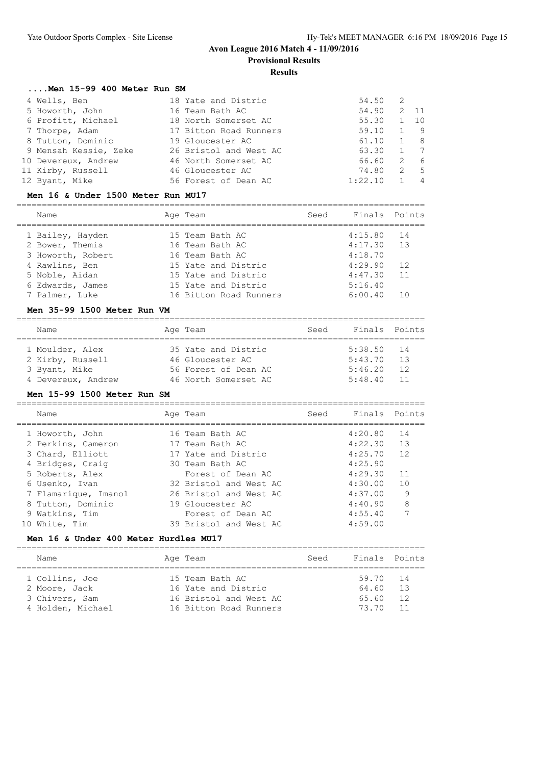# Avon League 2016 Match 4 - 11/09/2016

**Provisional Results**

**Results**

### ....Men 15-99 400 Meter Run SM

| | Name | Age | Team | Finals | H# | Points |
|---|---|---|---|---|---|---|
| 4 | Wells, Ben | 18 | Yate and Distric | 54.50 | 2 | |
| 5 | Howorth, John | 16 | Team Bath AC | 54.90 | 2 | 11 |
| 6 | Profitt, Michael | 18 | North Somerset AC | 55.30 | 1 | 10 |
| 7 | Thorpe, Adam | 17 | Bitton Road Runners | 59.10 | 1 | 9 |
| 8 | Tutton, Dominic | 19 | Gloucester AC | 61.10 | 1 | 8 |
| 9 | Mensah Kessie, Zeke | 26 | Bristol and West AC | 63.30 | 1 | 7 |
| 10 | Devereux, Andrew | 46 | North Somerset AC | 66.60 | 2 | 6 |
| 11 | Kirby, Russell | 46 | Gloucester AC | 74.80 | 2 | 5 |
| 12 | Byant, Mike | 56 | Forest of Dean AC | 1:22.10 | 1 | 4 |

### Men 16 & Under 1500 Meter Run MU17

| | Name | Age | Team | Seed | Finals | Points |
|---|---|---|---|---|---|---|
| 1 | Bailey, Hayden | 15 | Team Bath AC | | 4:15.80 | 14 |
| 2 | Bower, Themis | 16 | Team Bath AC | | 4:17.30 | 13 |
| 3 | Howorth, Robert | 16 | Team Bath AC | | 4:18.70 | |
| 4 | Rawlins, Ben | 15 | Yate and Distric | | 4:29.90 | 12 |
| 5 | Noble, Aidan | 15 | Yate and Distric | | 4:47.30 | 11 |
| 6 | Edwards, James | 15 | Yate and Distric | | 5:16.40 | |
| 7 | Palmer, Luke | 16 | Bitton Road Runners | | 6:00.40 | 10 |

### Men 35-99 1500 Meter Run VM

| | Name | Age | Team | Seed | Finals | Points |
|---|---|---|---|---|---|---|
| 1 | Moulder, Alex | 35 | Yate and Distric | | 5:38.50 | 14 |
| 2 | Kirby, Russell | 46 | Gloucester AC | | 5:43.70 | 13 |
| 3 | Byant, Mike | 56 | Forest of Dean AC | | 5:46.20 | 12 |
| 4 | Devereux, Andrew | 46 | North Somerset AC | | 5:48.40 | 11 |

### Men 15-99 1500 Meter Run SM

| | Name | Age | Team | Seed | Finals | Points |
|---|---|---|---|---|---|---|
| 1 | Howorth, John | 16 | Team Bath AC | | 4:20.80 | 14 |
| 2 | Perkins, Cameron | 17 | Team Bath AC | | 4:22.30 | 13 |
| 3 | Chard, Elliott | 17 | Yate and Distric | | 4:25.70 | 12 |
| 4 | Bridges, Craig | 30 | Team Bath AC | | 4:25.90 | |
| 5 | Roberts, Alex | | Forest of Dean AC | | 4:29.30 | 11 |
| 6 | Usenko, Ivan | 32 | Bristol and West AC | | 4:30.00 | 10 |
| 7 | Flamarique, Imanol | 26 | Bristol and West AC | | 4:37.00 | 9 |
| 8 | Tutton, Dominic | 19 | Gloucester AC | | 4:40.90 | 8 |
| 9 | Watkins, Tim | | Forest of Dean AC | | 4:55.40 | 7 |
| 10 | White, Tim | 39 | Bristol and West AC | | 4:59.00 | |

### Men 16 & Under 400 Meter Hurdles MU17

| | Name | Age | Team | Seed | Finals | Points |
|---|---|---|---|---|---|---|
| 1 | Collins, Joe | 15 | Team Bath AC | | 59.70 | 14 |
| 2 | Moore, Jack | 16 | Yate and Distric | | 64.60 | 13 |
| 3 | Chivers, Sam | 16 | Bristol and West AC | | 65.60 | 12 |
| 4 | Holden, Michael | 16 | Bitton Road Runners | | 73.70 | 11 |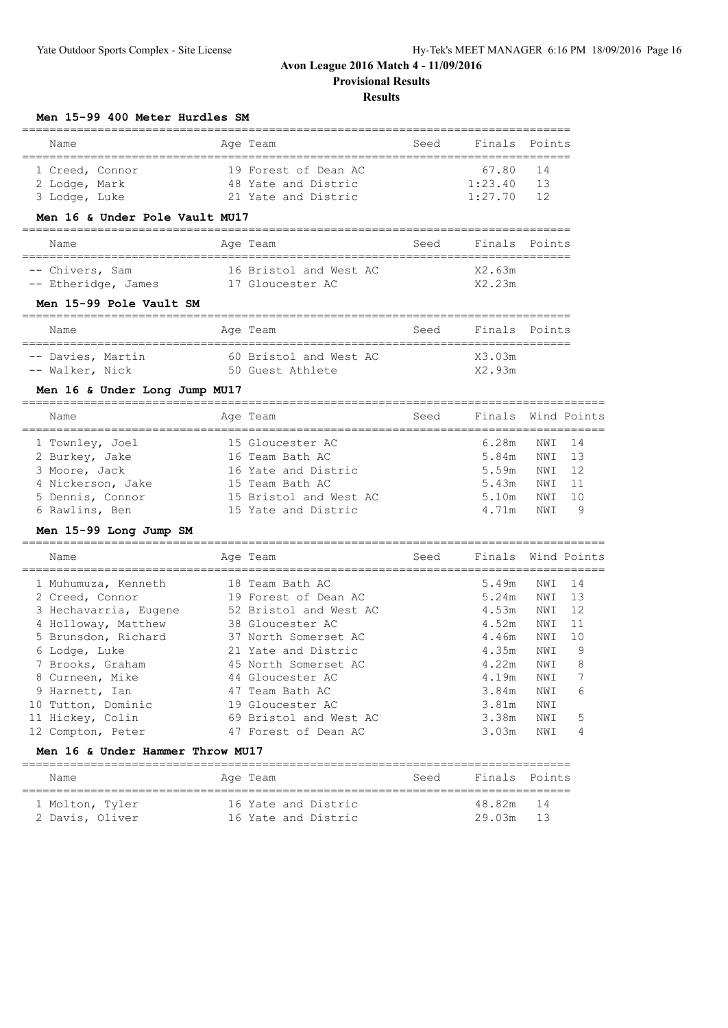# Avon League 2016 Match 4 - 11/09/2016

**Provisional Results**

**Results**

### Men 15-99 400 Meter Hurdles SM

| Name | Age | Team | Seed | Finals | Points |
|---|---|---|---|---|---|
| 1 Creed, Connor | 19 | Forest of Dean AC | | 67.80 | 14 |
| 2 Lodge, Mark | 48 | Yate and Distric | | 1:23.40 | 13 |
| 3 Lodge, Luke | 21 | Yate and Distric | | 1:27.70 | 12 |

### Men 16 & Under Pole Vault MU17

| Name | Age | Team | Seed | Finals | Points |
|---|---|---|---|---|---|
| -- Chivers, Sam | 16 | Bristol and West AC | | X2.63m | |
| -- Etheridge, James | 17 | Gloucester AC | | X2.23m | |

### Men 15-99 Pole Vault SM

| Name | Age | Team | Seed | Finals | Points |
|---|---|---|---|---|---|
| -- Davies, Martin | 60 | Bristol and West AC | | X3.03m | |
| -- Walker, Nick | 50 | Guest Athlete | | X2.93m | |

### Men 16 & Under Long Jump MU17

| Name | Age | Team | Seed | Finals | Wind | Points |
|---|---|---|---|---|---|---|
| 1 Townley, Joel | 15 | Gloucester AC | | 6.28m | NWI | 14 |
| 2 Burkey, Jake | 16 | Team Bath AC | | 5.84m | NWI | 13 |
| 3 Moore, Jack | 16 | Yate and Distric | | 5.59m | NWI | 12 |
| 4 Nickerson, Jake | 15 | Team Bath AC | | 5.43m | NWI | 11 |
| 5 Dennis, Connor | 15 | Bristol and West AC | | 5.10m | NWI | 10 |
| 6 Rawlins, Ben | 15 | Yate and Distric | | 4.71m | NWI | 9 |

### Men 15-99 Long Jump SM

| Name | Age | Team | Seed | Finals | Wind | Points |
|---|---|---|---|---|---|---|
| 1 Muhumuza, Kenneth | 18 | Team Bath AC | | 5.49m | NWI | 14 |
| 2 Creed, Connor | 19 | Forest of Dean AC | | 5.24m | NWI | 13 |
| 3 Hechavarria, Eugene | 52 | Bristol and West AC | | 4.53m | NWI | 12 |
| 4 Holloway, Matthew | 38 | Gloucester AC | | 4.52m | NWI | 11 |
| 5 Brunsdon, Richard | 37 | North Somerset AC | | 4.46m | NWI | 10 |
| 6 Lodge, Luke | 21 | Yate and Distric | | 4.35m | NWI | 9 |
| 7 Brooks, Graham | 45 | North Somerset AC | | 4.22m | NWI | 8 |
| 8 Curneen, Mike | 44 | Gloucester AC | | 4.19m | NWI | 7 |
| 9 Harnett, Ian | 47 | Team Bath AC | | 3.84m | NWI | 6 |
| 10 Tutton, Dominic | 19 | Gloucester AC | | 3.81m | NWI | |
| 11 Hickey, Colin | 69 | Bristol and West AC | | 3.38m | NWI | 5 |
| 12 Compton, Peter | 47 | Forest of Dean AC | | 3.03m | NWI | 4 |

### Men 16 & Under Hammer Throw MU17

| Name | Age | Team | Seed | Finals | Points |
|---|---|---|---|---|---|
| 1 Molton, Tyler | 16 | Yate and Distric | | 48.82m | 14 |
| 2 Davis, Oliver | 16 | Yate and Distric | | 29.03m | 13 |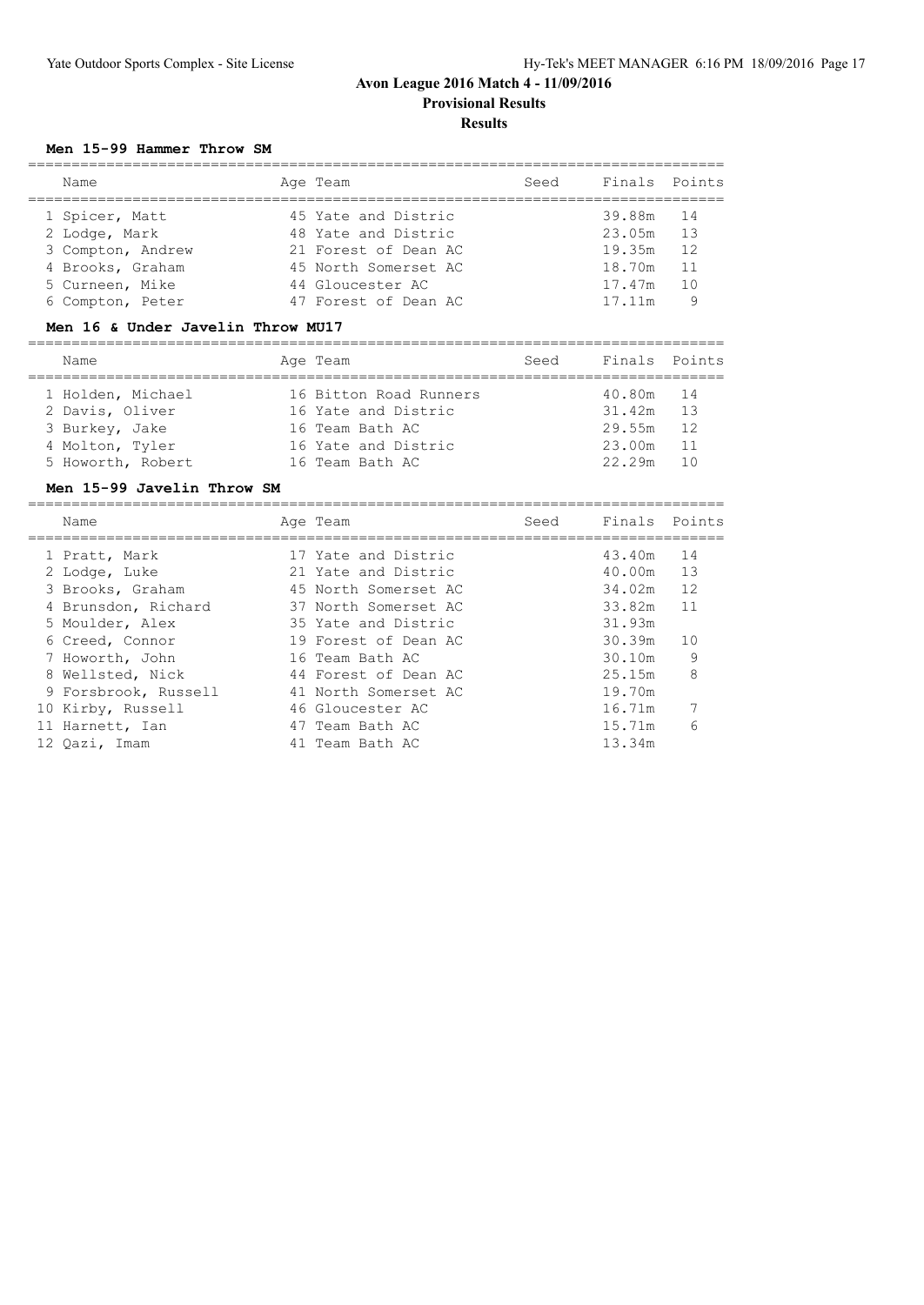**Avon League 2016 Match 4 - 11/09/2016**

**Provisional Results**

**Results**

### Men 15-99 Hammer Throw SM

| Name | Age | Team | Seed | Finals | Points |
|---|---|---|---|---|---|
| 1 Spicer, Matt | 45 | Yate and Distric | | 39.88m | 14 |
| 2 Lodge, Mark | 48 | Yate and Distric | | 23.05m | 13 |
| 3 Compton, Andrew | 21 | Forest of Dean AC | | 19.35m | 12 |
| 4 Brooks, Graham | 45 | North Somerset AC | | 18.70m | 11 |
| 5 Curneen, Mike | 44 | Gloucester AC | | 17.47m | 10 |
| 6 Compton, Peter | 47 | Forest of Dean AC | | 17.11m | 9 |

### Men 16 & Under Javelin Throw MU17

| Name | Age | Team | Seed | Finals | Points |
|---|---|---|---|---|---|
| 1 Holden, Michael | 16 | Bitton Road Runners | | 40.80m | 14 |
| 2 Davis, Oliver | 16 | Yate and Distric | | 31.42m | 13 |
| 3 Burkey, Jake | 16 | Team Bath AC | | 29.55m | 12 |
| 4 Molton, Tyler | 16 | Yate and Distric | | 23.00m | 11 |
| 5 Howorth, Robert | 16 | Team Bath AC | | 22.29m | 10 |

### Men 15-99 Javelin Throw SM

| Name | Age | Team | Seed | Finals | Points |
|---|---|---|---|---|---|
| 1 Pratt, Mark | 17 | Yate and Distric | | 43.40m | 14 |
| 2 Lodge, Luke | 21 | Yate and Distric | | 40.00m | 13 |
| 3 Brooks, Graham | 45 | North Somerset AC | | 34.02m | 12 |
| 4 Brunsdon, Richard | 37 | North Somerset AC | | 33.82m | 11 |
| 5 Moulder, Alex | 35 | Yate and Distric | | 31.93m | |
| 6 Creed, Connor | 19 | Forest of Dean AC | | 30.39m | 10 |
| 7 Howorth, John | 16 | Team Bath AC | | 30.10m | 9 |
| 8 Wellsted, Nick | 44 | Forest of Dean AC | | 25.15m | 8 |
| 9 Forsbrook, Russell | 41 | North Somerset AC | | 19.70m | |
| 10 Kirby, Russell | 46 | Gloucester AC | | 16.71m | 7 |
| 11 Harnett, Ian | 47 | Team Bath AC | | 15.71m | 6 |
| 12 Qazi, Imam | 41 | Team Bath AC | | 13.34m | |